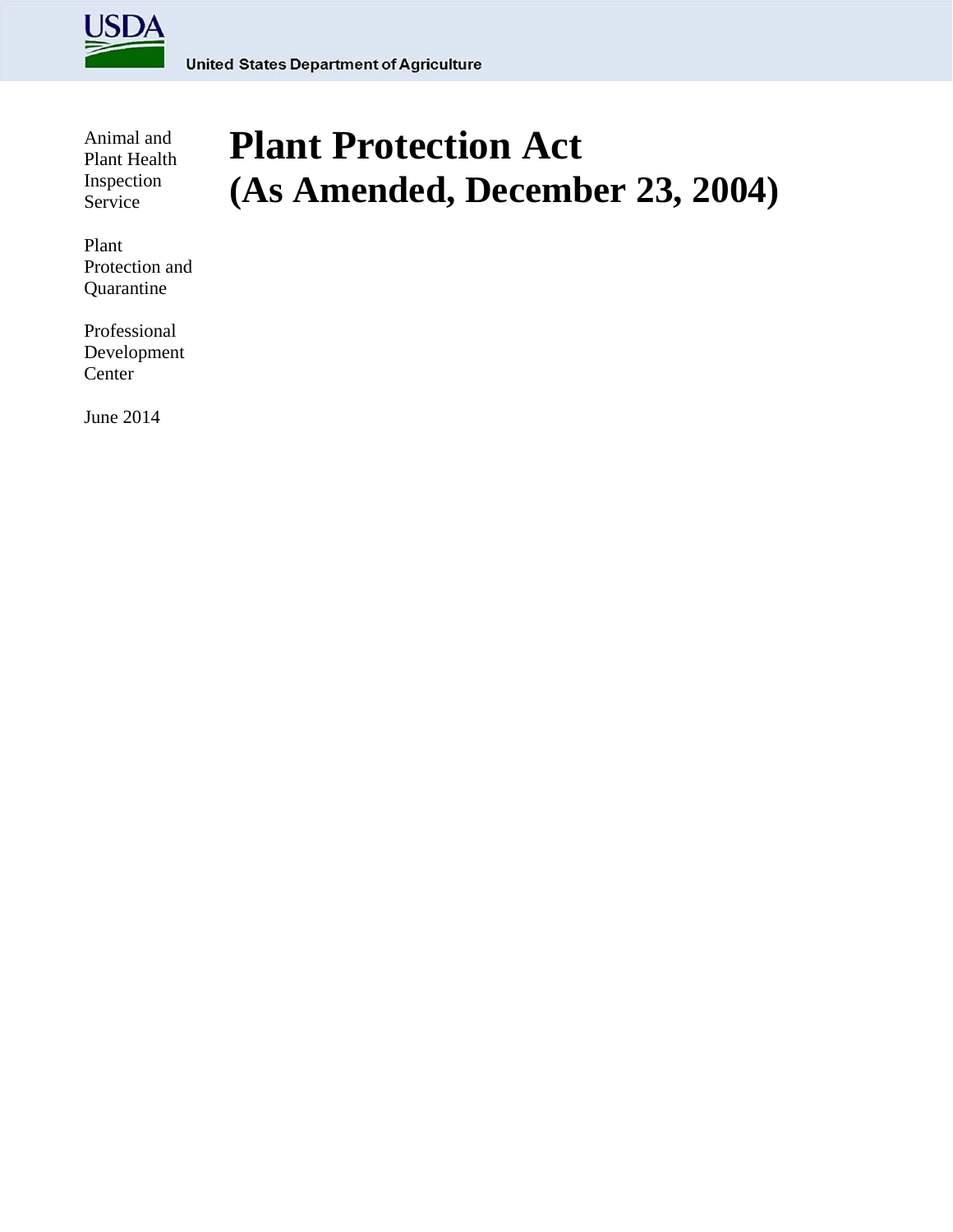USDA

United States Department of Agriculture

Animal and Plant Health Inspection Service

Plant Protection and Quarantine

Professional Development Center

June 2014

# Plant Protection Act (As Amended, December 23, 2004)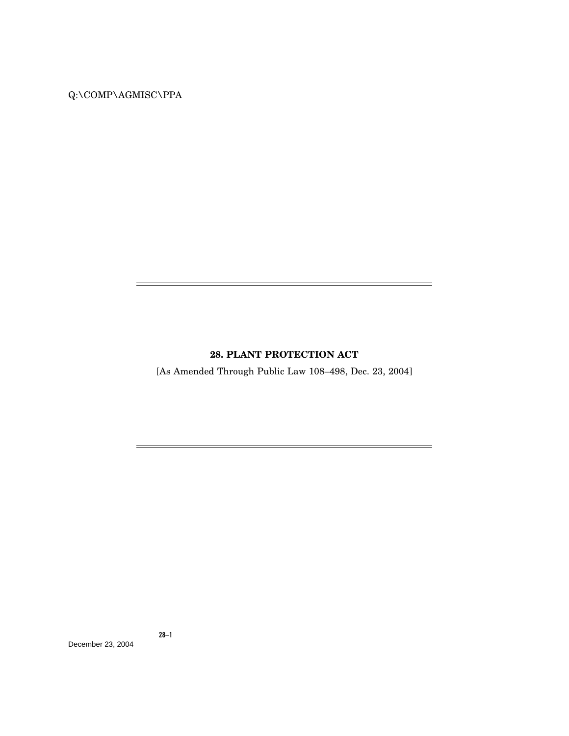# 28. PLANT PROTECTION ACT

[As Amended Through Public Law 108–498, Dec. 23, 2004]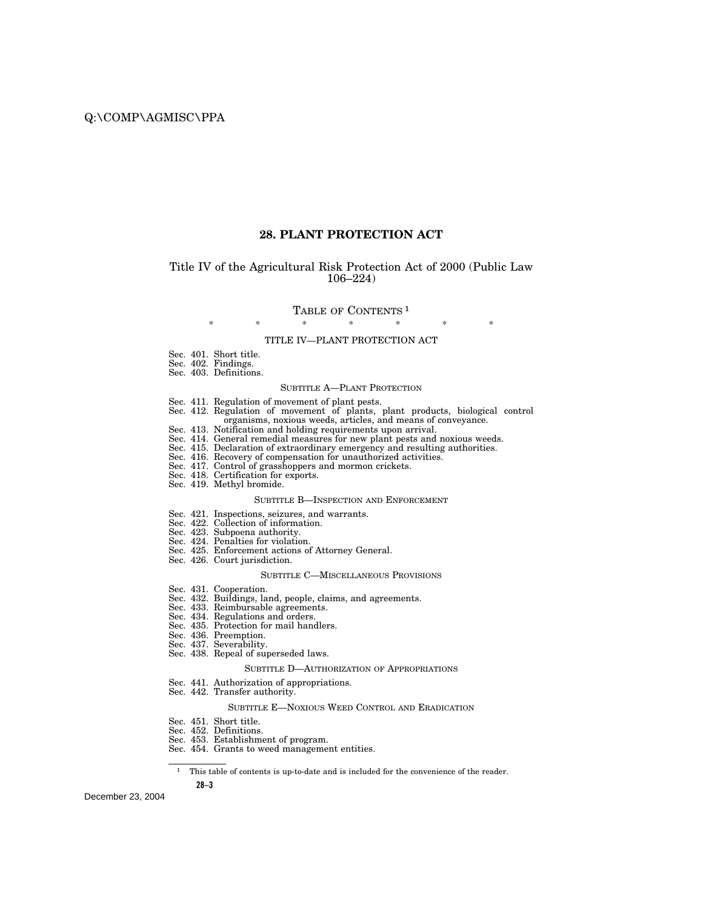# 28. PLANT PROTECTION ACT

Title IV of the Agricultural Risk Protection Act of 2000 (Public Law 106–224)

TABLE OF CONTENTS [1]

\* \* \* \* \* \* \*

TITLE IV—PLANT PROTECTION ACT

Sec. 401. Short title.
Sec. 402. Findings.
Sec. 403. Definitions.

SUBTITLE A—PLANT PROTECTION

Sec. 411. Regulation of movement of plant pests.
Sec. 412. Regulation of movement of plants, plant products, biological control organisms, noxious weeds, articles, and means of conveyance.
Sec. 413. Notification and holding requirements upon arrival.
Sec. 414. General remedial measures for new plant pests and noxious weeds.
Sec. 415. Declaration of extraordinary emergency and resulting authorities.
Sec. 416. Recovery of compensation for unauthorized activities.
Sec. 417. Control of grasshoppers and mormon crickets.
Sec. 418. Certification for exports.
Sec. 419. Methyl bromide.

SUBTITLE B—INSPECTION AND ENFORCEMENT

Sec. 421. Inspections, seizures, and warrants.
Sec. 422. Collection of information.
Sec. 423. Subpoena authority.
Sec. 424. Penalties for violation.
Sec. 425. Enforcement actions of Attorney General.
Sec. 426. Court jurisdiction.

SUBTITLE C—MISCELLANEOUS PROVISIONS

Sec. 431. Cooperation.
Sec. 432. Buildings, land, people, claims, and agreements.
Sec. 433. Reimbursable agreements.
Sec. 434. Regulations and orders.
Sec. 435. Protection for mail handlers.
Sec. 436. Preemption.
Sec. 437. Severability.
Sec. 438. Repeal of superseded laws.

SUBTITLE D—AUTHORIZATION OF APPROPRIATIONS

Sec. 441. Authorization of appropriations.
Sec. 442. Transfer authority.

SUBTITLE E—NOXIOUS WEED CONTROL AND ERADICATION

Sec. 451. Short title.
Sec. 452. Definitions.
Sec. 453. Establishment of program.
Sec. 454. Grants to weed management entities.

[1] This table of contents is up-to-date and is included for the convenience of the reader.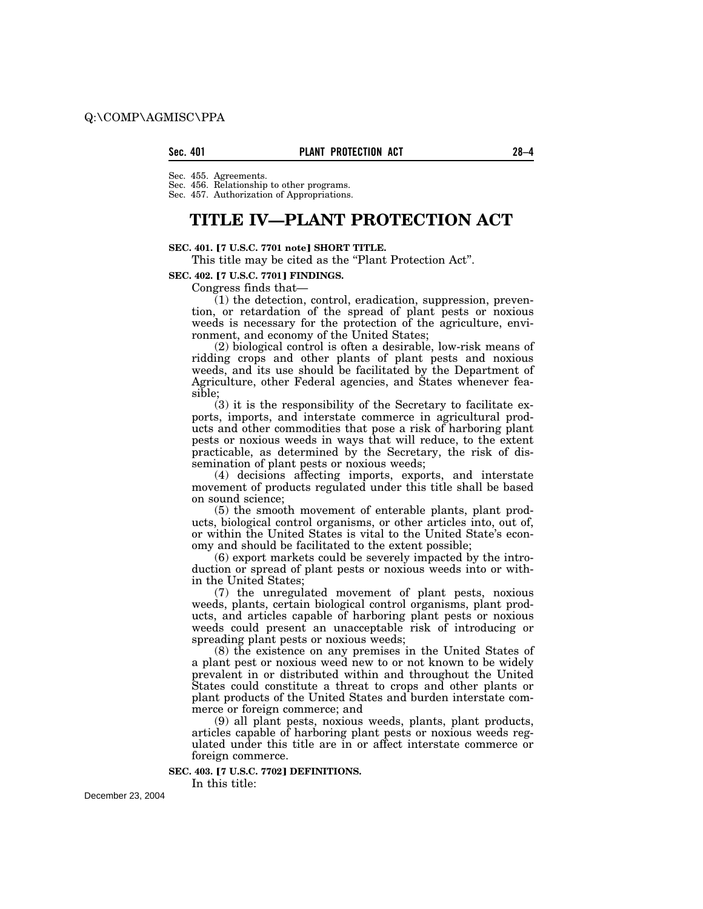Sec. 455. Agreements.
Sec. 456. Relationship to other programs.
Sec. 457. Authorization of Appropriations.

# TITLE IV—PLANT PROTECTION ACT

**SEC. 401. [7 U.S.C. 7701 note] SHORT TITLE.**

This title may be cited as the "Plant Protection Act".

**SEC. 402. [7 U.S.C. 7701] FINDINGS.**

Congress finds that—

(1) the detection, control, eradication, suppression, prevention, or retardation of the spread of plant pests or noxious weeds is necessary for the protection of the agriculture, environment, and economy of the United States;

(2) biological control is often a desirable, low-risk means of ridding crops and other plants of plant pests and noxious weeds, and its use should be facilitated by the Department of Agriculture, other Federal agencies, and States whenever feasible;

(3) it is the responsibility of the Secretary to facilitate exports, imports, and interstate commerce in agricultural products and other commodities that pose a risk of harboring plant pests or noxious weeds in ways that will reduce, to the extent practicable, as determined by the Secretary, the risk of dissemination of plant pests or noxious weeds;

(4) decisions affecting imports, exports, and interstate movement of products regulated under this title shall be based on sound science;

(5) the smooth movement of enterable plants, plant products, biological control organisms, or other articles into, out of, or within the United States is vital to the United State's economy and should be facilitated to the extent possible;

(6) export markets could be severely impacted by the introduction or spread of plant pests or noxious weeds into or within the United States;

(7) the unregulated movement of plant pests, noxious weeds, plants, certain biological control organisms, plant products, and articles capable of harboring plant pests or noxious weeds could present an unacceptable risk of introducing or spreading plant pests or noxious weeds;

(8) the existence on any premises in the United States of a plant pest or noxious weed new to or not known to be widely prevalent in or distributed within and throughout the United States could constitute a threat to crops and other plants or plant products of the United States and burden interstate commerce or foreign commerce; and

(9) all plant pests, noxious weeds, plants, plant products, articles capable of harboring plant pests or noxious weeds regulated under this title are in or affect interstate commerce or foreign commerce.

**SEC. 403. [7 U.S.C. 7702] DEFINITIONS.**

In this title: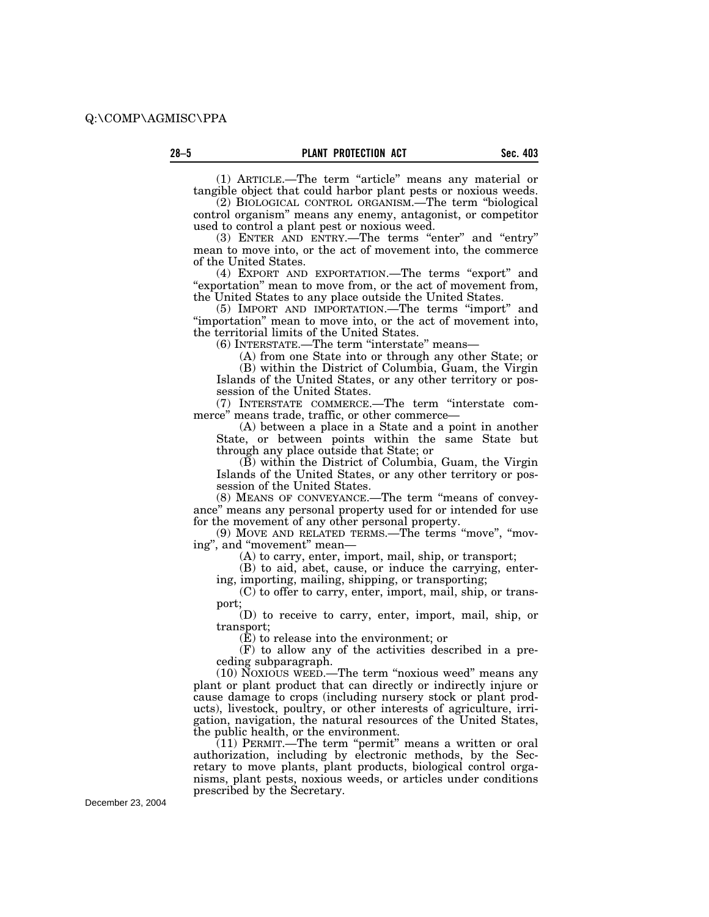(1) ARTICLE.—The term "article" means any material or tangible object that could harbor plant pests or noxious weeds.

(2) BIOLOGICAL CONTROL ORGANISM.—The term "biological control organism" means any enemy, antagonist, or competitor used to control a plant pest or noxious weed.

(3) ENTER AND ENTRY.—The terms "enter" and "entry" mean to move into, or the act of movement into, the commerce of the United States.

(4) EXPORT AND EXPORTATION.—The terms "export" and "exportation" mean to move from, or the act of movement from, the United States to any place outside the United States.

(5) IMPORT AND IMPORTATION.—The terms "import" and "importation" mean to move into, or the act of movement into, the territorial limits of the United States.

(6) INTERSTATE.—The term "interstate" means—

(A) from one State into or through any other State; or

(B) within the District of Columbia, Guam, the Virgin Islands of the United States, or any other territory or possession of the United States.

(7) INTERSTATE COMMERCE.—The term "interstate commerce" means trade, traffic, or other commerce—

(A) between a place in a State and a point in another State, or between points within the same State but through any place outside that State; or

(B) within the District of Columbia, Guam, the Virgin Islands of the United States, or any other territory or possession of the United States.

(8) MEANS OF CONVEYANCE.—The term "means of conveyance" means any personal property used for or intended for use for the movement of any other personal property.

(9) MOVE AND RELATED TERMS.—The terms "move", "moving", and "movement" mean—

(A) to carry, enter, import, mail, ship, or transport;

(B) to aid, abet, cause, or induce the carrying, entering, importing, mailing, shipping, or transporting;

(C) to offer to carry, enter, import, mail, ship, or transport;

(D) to receive to carry, enter, import, mail, ship, or transport;

(E) to release into the environment; or

(F) to allow any of the activities described in a preceding subparagraph.

(10) NOXIOUS WEED.—The term "noxious weed" means any plant or plant product that can directly or indirectly injure or cause damage to crops (including nursery stock or plant products), livestock, poultry, or other interests of agriculture, irrigation, navigation, the natural resources of the United States, the public health, or the environment.

(11) PERMIT.—The term "permit" means a written or oral authorization, including by electronic methods, by the Secretary to move plants, plant products, biological control organisms, plant pests, noxious weeds, or articles under conditions prescribed by the Secretary.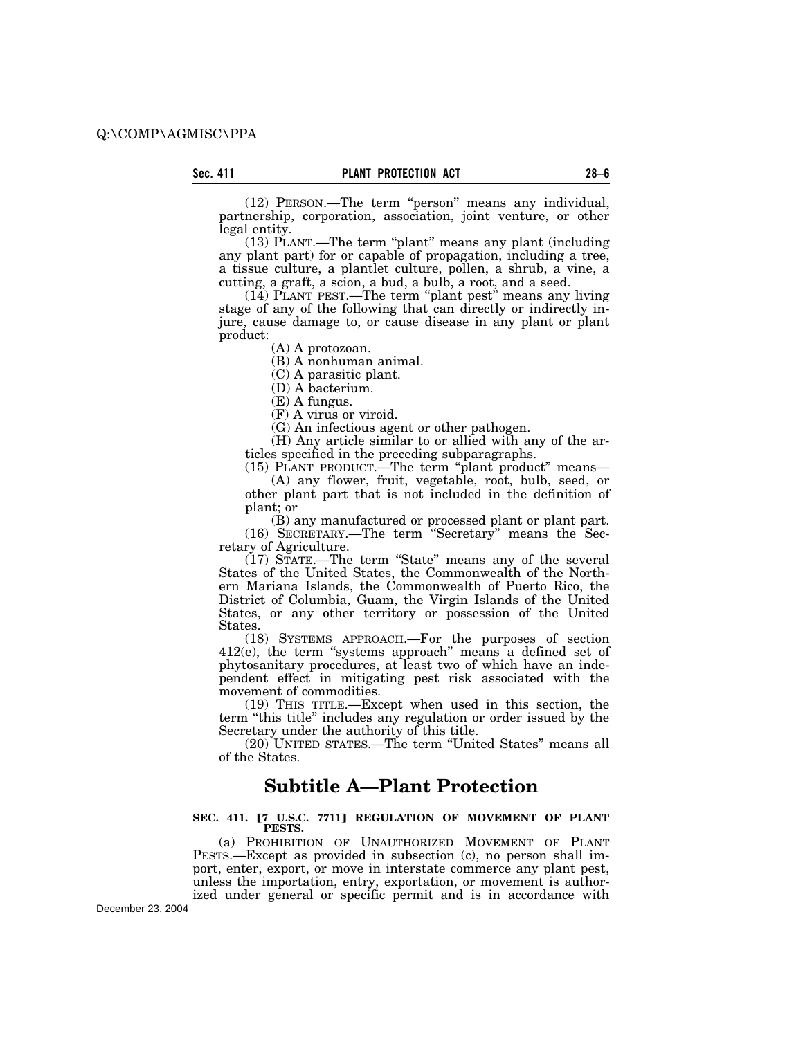(12) PERSON.—The term "person" means any individual, partnership, corporation, association, joint venture, or other legal entity.

(13) PLANT.—The term "plant" means any plant (including any plant part) for or capable of propagation, including a tree, a tissue culture, a plantlet culture, pollen, a shrub, a vine, a cutting, a graft, a scion, a bud, a bulb, a root, and a seed.

(14) PLANT PEST.—The term "plant pest" means any living stage of any of the following that can directly or indirectly injure, cause damage to, or cause disease in any plant or plant product:

(A) A protozoan.

(B) A nonhuman animal.

(C) A parasitic plant.

(D) A bacterium.

(E) A fungus.

(F) A virus or viroid.

(G) An infectious agent or other pathogen.

(H) Any article similar to or allied with any of the articles specified in the preceding subparagraphs.

(15) PLANT PRODUCT.—The term "plant product" means—

(A) any flower, fruit, vegetable, root, bulb, seed, or other plant part that is not included in the definition of plant; or

(B) any manufactured or processed plant or plant part.

(16) SECRETARY.—The term "Secretary" means the Secretary of Agriculture.

(17) STATE.—The term "State" means any of the several States of the United States, the Commonwealth of the Northern Mariana Islands, the Commonwealth of Puerto Rico, the District of Columbia, Guam, the Virgin Islands of the United States, or any other territory or possession of the United States.

(18) SYSTEMS APPROACH.—For the purposes of section 412(e), the term "systems approach" means a defined set of phytosanitary procedures, at least two of which have an independent effect in mitigating pest risk associated with the movement of commodities.

(19) THIS TITLE.—Except when used in this section, the term "this title" includes any regulation or order issued by the Secretary under the authority of this title.

(20) UNITED STATES.—The term "United States" means all of the States.

# Subtitle A—Plant Protection

**SEC. 411. [7 U.S.C. 7711] REGULATION OF MOVEMENT OF PLANT PESTS.**

(a) PROHIBITION OF UNAUTHORIZED MOVEMENT OF PLANT PESTS.—Except as provided in subsection (c), no person shall import, enter, export, or move in interstate commerce any plant pest, unless the importation, entry, exportation, or movement is authorized under general or specific permit and is in accordance with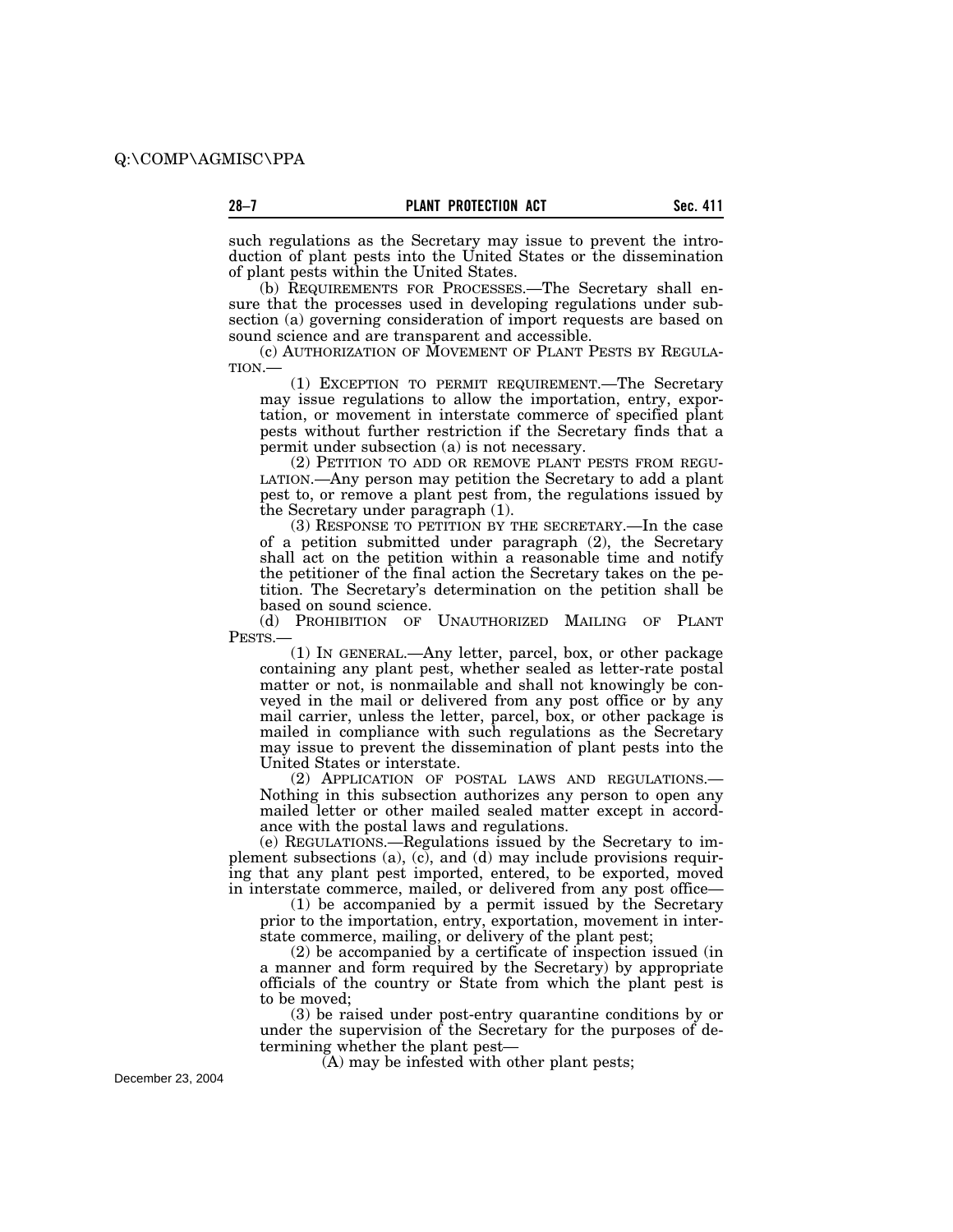such regulations as the Secretary may issue to prevent the introduction of plant pests into the United States or the dissemination of plant pests within the United States.

(b) REQUIREMENTS FOR PROCESSES.—The Secretary shall ensure that the processes used in developing regulations under subsection (a) governing consideration of import requests are based on sound science and are transparent and accessible.

(c) AUTHORIZATION OF MOVEMENT OF PLANT PESTS BY REGULATION.—

(1) EXCEPTION TO PERMIT REQUIREMENT.—The Secretary may issue regulations to allow the importation, entry, exportation, or movement in interstate commerce of specified plant pests without further restriction if the Secretary finds that a permit under subsection (a) is not necessary.

(2) PETITION TO ADD OR REMOVE PLANT PESTS FROM REGULATION.—Any person may petition the Secretary to add a plant pest to, or remove a plant pest from, the regulations issued by the Secretary under paragraph (1).

(3) RESPONSE TO PETITION BY THE SECRETARY.—In the case of a petition submitted under paragraph (2), the Secretary shall act on the petition within a reasonable time and notify the petitioner of the final action the Secretary takes on the petition. The Secretary's determination on the petition shall be based on sound science.

(d) PROHIBITION OF UNAUTHORIZED MAILING OF PLANT PESTS.—

(1) IN GENERAL.—Any letter, parcel, box, or other package containing any plant pest, whether sealed as letter-rate postal matter or not, is nonmailable and shall not knowingly be conveyed in the mail or delivered from any post office or by any mail carrier, unless the letter, parcel, box, or other package is mailed in compliance with such regulations as the Secretary may issue to prevent the dissemination of plant pests into the United States or interstate.

(2) APPLICATION OF POSTAL LAWS AND REGULATIONS.—Nothing in this subsection authorizes any person to open any mailed letter or other mailed sealed matter except in accordance with the postal laws and regulations.

(e) REGULATIONS.—Regulations issued by the Secretary to implement subsections (a), (c), and (d) may include provisions requiring that any plant pest imported, entered, to be exported, moved in interstate commerce, mailed, or delivered from any post office—

(1) be accompanied by a permit issued by the Secretary prior to the importation, entry, exportation, movement in interstate commerce, mailing, or delivery of the plant pest;

(2) be accompanied by a certificate of inspection issued (in a manner and form required by the Secretary) by appropriate officials of the country or State from which the plant pest is to be moved;

(3) be raised under post-entry quarantine conditions by or under the supervision of the Secretary for the purposes of determining whether the plant pest—

(A) may be infested with other plant pests;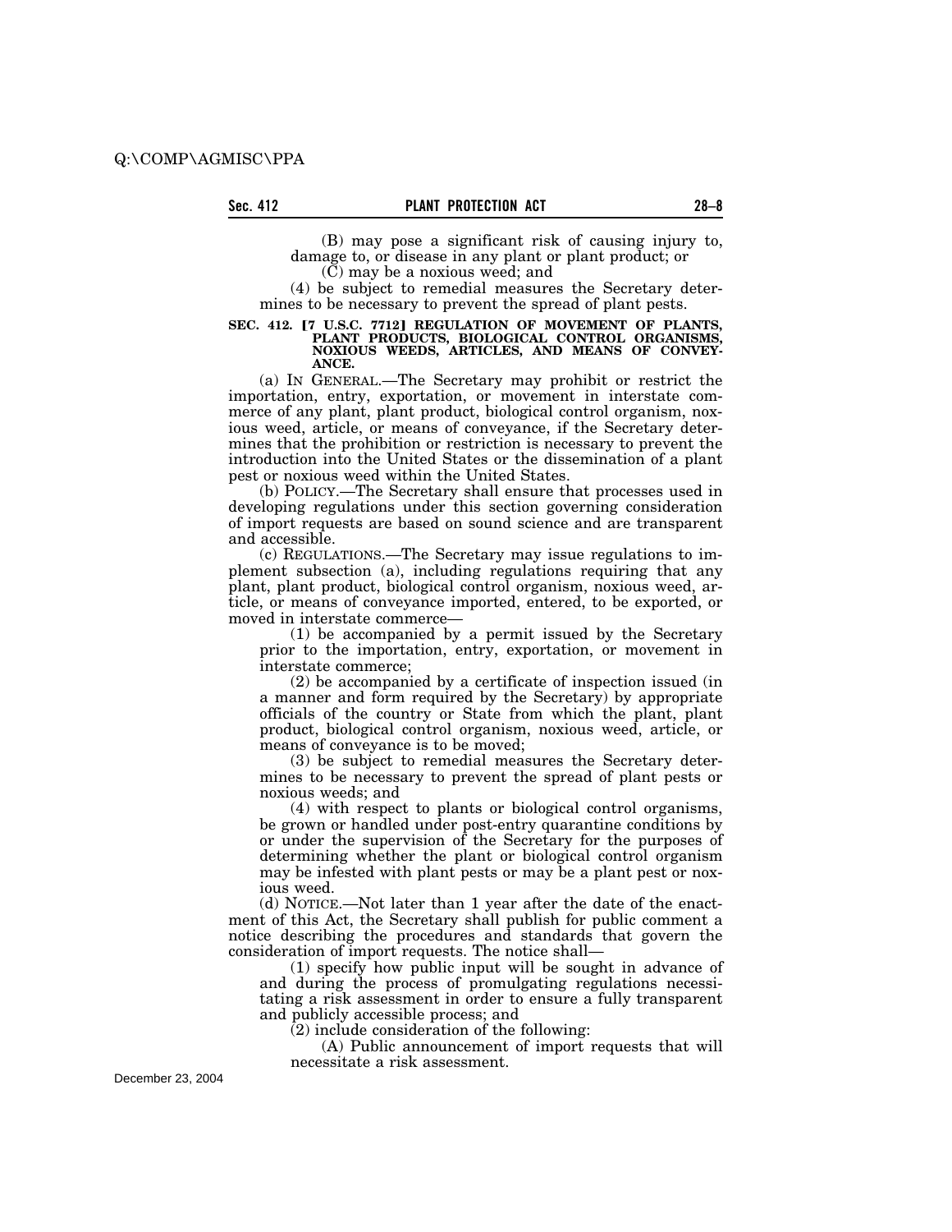(B) may pose a significant risk of causing injury to, damage to, or disease in any plant or plant product; or

(C) may be a noxious weed; and

(4) be subject to remedial measures the Secretary determines to be necessary to prevent the spread of plant pests.

**SEC. 412. [7 U.S.C. 7712] REGULATION OF MOVEMENT OF PLANTS, PLANT PRODUCTS, BIOLOGICAL CONTROL ORGANISMS, NOXIOUS WEEDS, ARTICLES, AND MEANS OF CONVEYANCE.**

(a) IN GENERAL.—The Secretary may prohibit or restrict the importation, entry, exportation, or movement in interstate commerce of any plant, plant product, biological control organism, noxious weed, article, or means of conveyance, if the Secretary determines that the prohibition or restriction is necessary to prevent the introduction into the United States or the dissemination of a plant pest or noxious weed within the United States.

(b) POLICY.—The Secretary shall ensure that processes used in developing regulations under this section governing consideration of import requests are based on sound science and are transparent and accessible.

(c) REGULATIONS.—The Secretary may issue regulations to implement subsection (a), including regulations requiring that any plant, plant product, biological control organism, noxious weed, article, or means of conveyance imported, entered, to be exported, or moved in interstate commerce—

(1) be accompanied by a permit issued by the Secretary prior to the importation, entry, exportation, or movement in interstate commerce;

(2) be accompanied by a certificate of inspection issued (in a manner and form required by the Secretary) by appropriate officials of the country or State from which the plant, plant product, biological control organism, noxious weed, article, or means of conveyance is to be moved;

(3) be subject to remedial measures the Secretary determines to be necessary to prevent the spread of plant pests or noxious weeds; and

(4) with respect to plants or biological control organisms, be grown or handled under post-entry quarantine conditions by or under the supervision of the Secretary for the purposes of determining whether the plant or biological control organism may be infested with plant pests or may be a plant pest or noxious weed.

(d) NOTICE.—Not later than 1 year after the date of the enactment of this Act, the Secretary shall publish for public comment a notice describing the procedures and standards that govern the consideration of import requests. The notice shall—

(1) specify how public input will be sought in advance of and during the process of promulgating regulations necessitating a risk assessment in order to ensure a fully transparent and publicly accessible process; and

(2) include consideration of the following:

(A) Public announcement of import requests that will necessitate a risk assessment.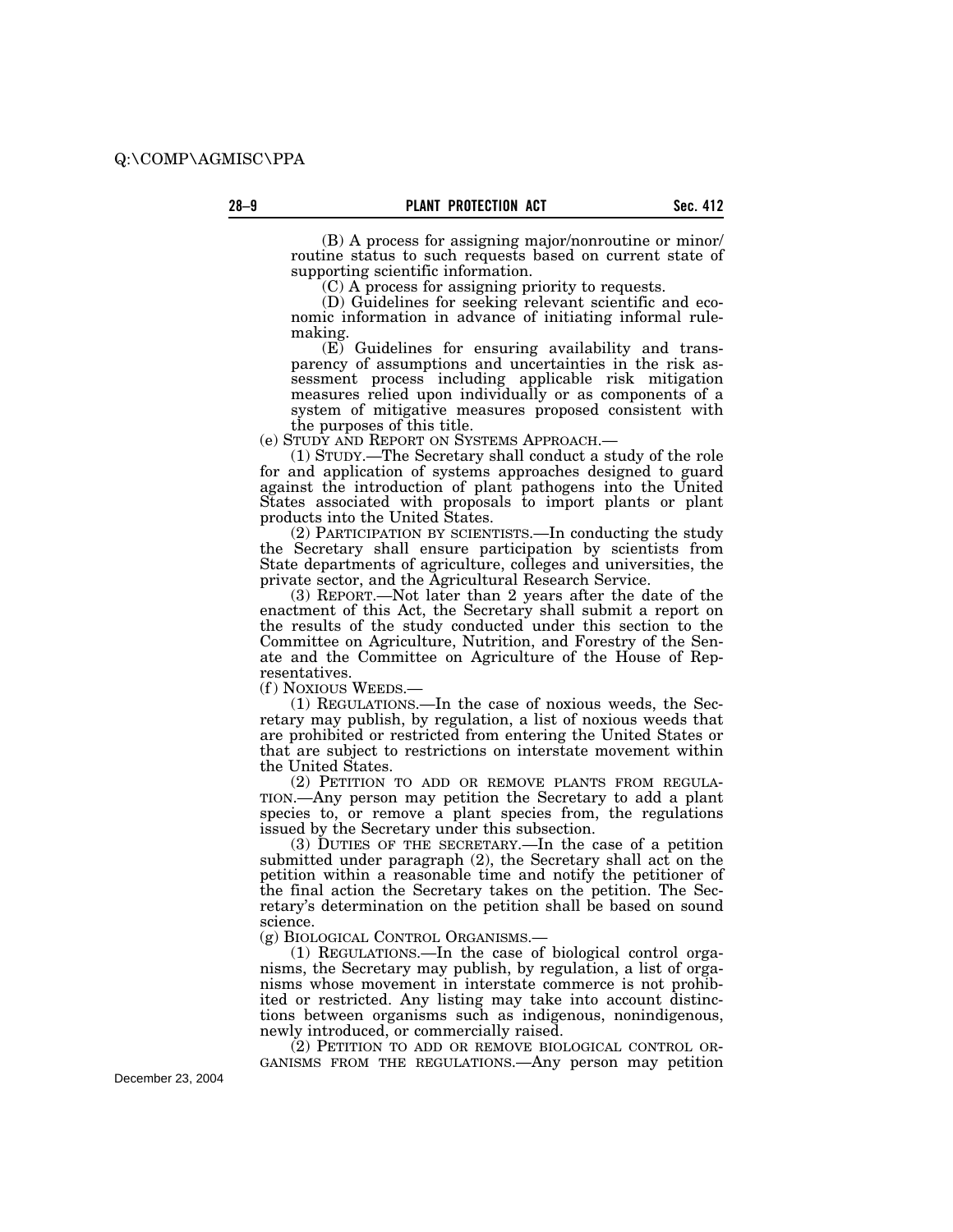(B) A process for assigning major/nonroutine or minor/routine status to such requests based on current state of supporting scientific information.

(C) A process for assigning priority to requests.

(D) Guidelines for seeking relevant scientific and economic information in advance of initiating informal rulemaking.

(E) Guidelines for ensuring availability and transparency of assumptions and uncertainties in the risk assessment process including applicable risk mitigation measures relied upon individually or as components of a system of mitigative measures proposed consistent with the purposes of this title.

(e) STUDY AND REPORT ON SYSTEMS APPROACH.—

(1) STUDY.—The Secretary shall conduct a study of the role for and application of systems approaches designed to guard against the introduction of plant pathogens into the United States associated with proposals to import plants or plant products into the United States.

(2) PARTICIPATION BY SCIENTISTS.—In conducting the study the Secretary shall ensure participation by scientists from State departments of agriculture, colleges and universities, the private sector, and the Agricultural Research Service.

(3) REPORT.—Not later than 2 years after the date of the enactment of this Act, the Secretary shall submit a report on the results of the study conducted under this section to the Committee on Agriculture, Nutrition, and Forestry of the Senate and the Committee on Agriculture of the House of Representatives.

(f) NOXIOUS WEEDS.—

(1) REGULATIONS.—In the case of noxious weeds, the Secretary may publish, by regulation, a list of noxious weeds that are prohibited or restricted from entering the United States or that are subject to restrictions on interstate movement within the United States.

(2) PETITION TO ADD OR REMOVE PLANTS FROM REGULATION.—Any person may petition the Secretary to add a plant species to, or remove a plant species from, the regulations issued by the Secretary under this subsection.

(3) DUTIES OF THE SECRETARY.—In the case of a petition submitted under paragraph (2), the Secretary shall act on the petition within a reasonable time and notify the petitioner of the final action the Secretary takes on the petition. The Secretary's determination on the petition shall be based on sound science.

(g) BIOLOGICAL CONTROL ORGANISMS.—

(1) REGULATIONS.—In the case of biological control organisms, the Secretary may publish, by regulation, a list of organisms whose movement in interstate commerce is not prohibited or restricted. Any listing may take into account distinctions between organisms such as indigenous, nonindigenous, newly introduced, or commercially raised.

(2) PETITION TO ADD OR REMOVE BIOLOGICAL CONTROL ORGANISMS FROM THE REGULATIONS.—Any person may petition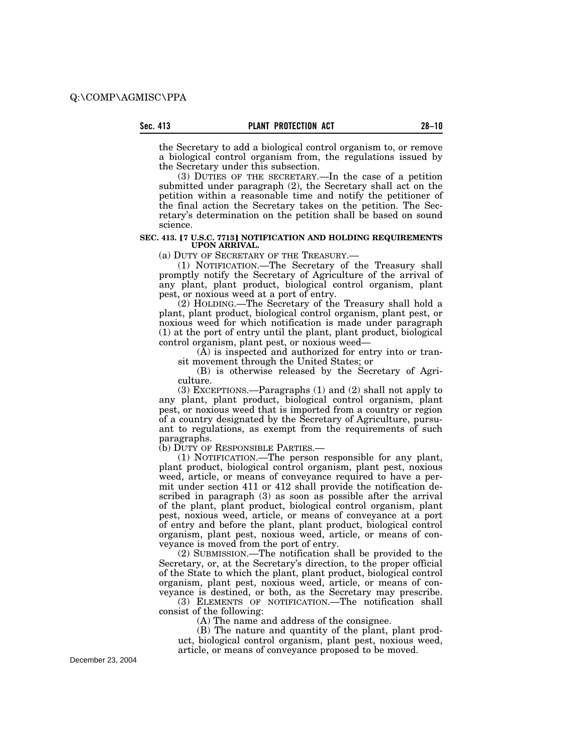the Secretary to add a biological control organism to, or remove a biological control organism from, the regulations issued by the Secretary under this subsection.

(3) DUTIES OF THE SECRETARY.—In the case of a petition submitted under paragraph (2), the Secretary shall act on the petition within a reasonable time and notify the petitioner of the final action the Secretary takes on the petition. The Secretary's determination on the petition shall be based on sound science.

### SEC. 413. [7 U.S.C. 7713] NOTIFICATION AND HOLDING REQUIREMENTS UPON ARRIVAL.

(a) DUTY OF SECRETARY OF THE TREASURY.—

(1) NOTIFICATION.—The Secretary of the Treasury shall promptly notify the Secretary of Agriculture of the arrival of any plant, plant product, biological control organism, plant pest, or noxious weed at a port of entry.

(2) HOLDING.—The Secretary of the Treasury shall hold a plant, plant product, biological control organism, plant pest, or noxious weed for which notification is made under paragraph (1) at the port of entry until the plant, plant product, biological control organism, plant pest, or noxious weed—

(A) is inspected and authorized for entry into or transit movement through the United States; or

(B) is otherwise released by the Secretary of Agriculture.

(3) EXCEPTIONS.—Paragraphs (1) and (2) shall not apply to any plant, plant product, biological control organism, plant pest, or noxious weed that is imported from a country or region of a country designated by the Secretary of Agriculture, pursuant to regulations, as exempt from the requirements of such paragraphs.

(b) DUTY OF RESPONSIBLE PARTIES.—

(1) NOTIFICATION.—The person responsible for any plant, plant product, biological control organism, plant pest, noxious weed, article, or means of conveyance required to have a permit under section 411 or 412 shall provide the notification described in paragraph (3) as soon as possible after the arrival of the plant, plant product, biological control organism, plant pest, noxious weed, article, or means of conveyance at a port of entry and before the plant, plant product, biological control organism, plant pest, noxious weed, article, or means of conveyance is moved from the port of entry.

(2) SUBMISSION.—The notification shall be provided to the Secretary, or, at the Secretary's direction, to the proper official of the State to which the plant, plant product, biological control organism, plant pest, noxious weed, article, or means of conveyance is destined, or both, as the Secretary may prescribe.

(3) ELEMENTS OF NOTIFICATION.—The notification shall consist of the following:

(A) The name and address of the consignee.

(B) The nature and quantity of the plant, plant product, biological control organism, plant pest, noxious weed, article, or means of conveyance proposed to be moved.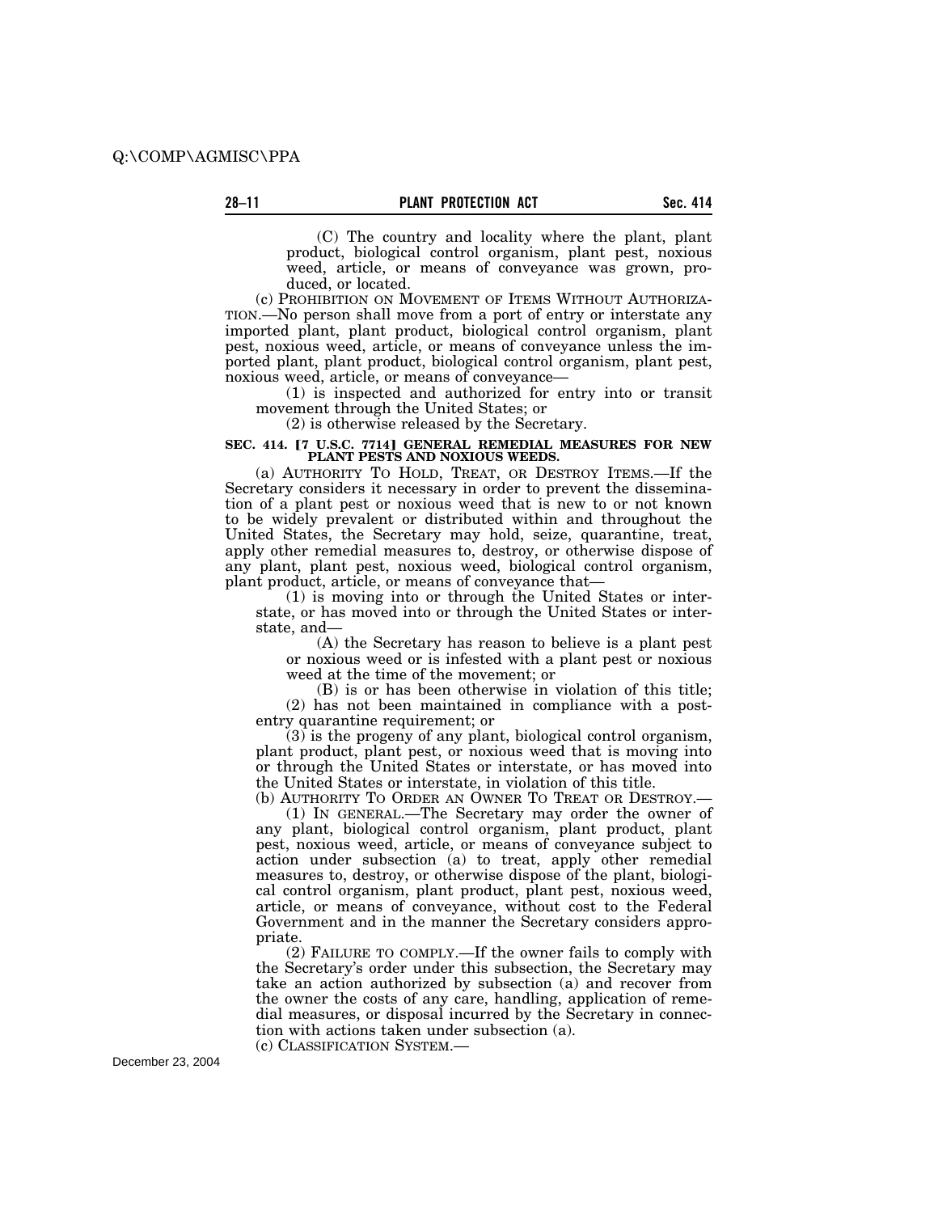(C) The country and locality where the plant, plant product, biological control organism, plant pest, noxious weed, article, or means of conveyance was grown, produced, or located.

(c) PROHIBITION ON MOVEMENT OF ITEMS WITHOUT AUTHORIZATION.—No person shall move from a port of entry or interstate any imported plant, plant product, biological control organism, plant pest, noxious weed, article, or means of conveyance unless the imported plant, plant product, biological control organism, plant pest, noxious weed, article, or means of conveyance—

(1) is inspected and authorized for entry into or transit movement through the United States; or

(2) is otherwise released by the Secretary.

### SEC. 414. [7 U.S.C. 7714] GENERAL REMEDIAL MEASURES FOR NEW PLANT PESTS AND NOXIOUS WEEDS.

(a) AUTHORITY TO HOLD, TREAT, OR DESTROY ITEMS.—If the Secretary considers it necessary in order to prevent the dissemination of a plant pest or noxious weed that is new to or not known to be widely prevalent or distributed within and throughout the United States, the Secretary may hold, seize, quarantine, treat, apply other remedial measures to, destroy, or otherwise dispose of any plant, plant pest, noxious weed, biological control organism, plant product, article, or means of conveyance that—

(1) is moving into or through the United States or interstate, or has moved into or through the United States or interstate, and—

(A) the Secretary has reason to believe is a plant pest or noxious weed or is infested with a plant pest or noxious weed at the time of the movement; or

(B) is or has been otherwise in violation of this title;

(2) has not been maintained in compliance with a post-entry quarantine requirement; or

(3) is the progeny of any plant, biological control organism, plant product, plant pest, or noxious weed that is moving into or through the United States or interstate, or has moved into the United States or interstate, in violation of this title.

(b) AUTHORITY TO ORDER AN OWNER TO TREAT OR DESTROY.—

(1) IN GENERAL.—The Secretary may order the owner of any plant, biological control organism, plant product, plant pest, noxious weed, article, or means of conveyance subject to action under subsection (a) to treat, apply other remedial measures to, destroy, or otherwise dispose of the plant, biological control organism, plant product, plant pest, noxious weed, article, or means of conveyance, without cost to the Federal Government and in the manner the Secretary considers appropriate.

(2) FAILURE TO COMPLY.—If the owner fails to comply with the Secretary's order under this subsection, the Secretary may take an action authorized by subsection (a) and recover from the owner the costs of any care, handling, application of remedial measures, or disposal incurred by the Secretary in connection with actions taken under subsection (a).

(c) CLASSIFICATION SYSTEM.—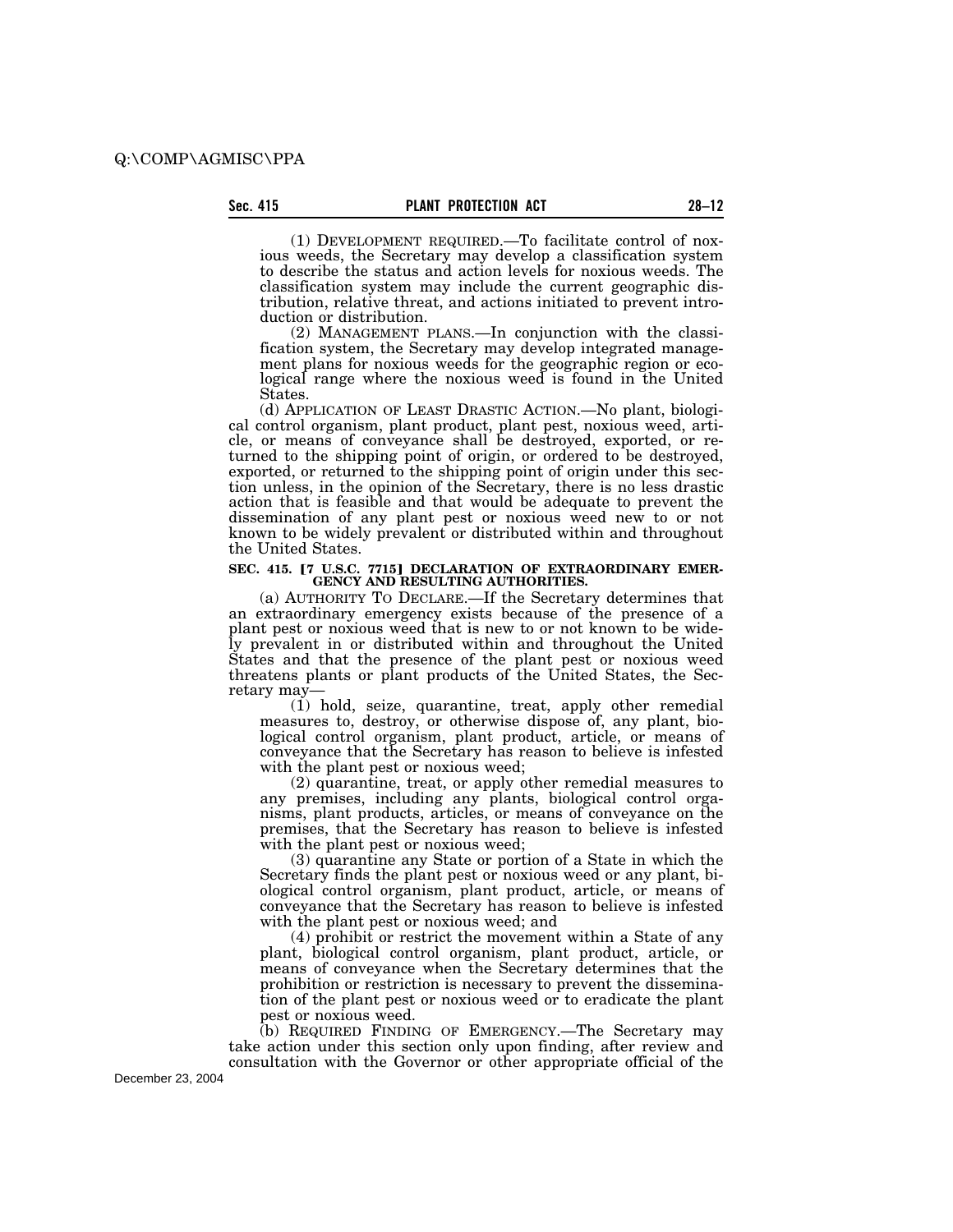(1) DEVELOPMENT REQUIRED.—To facilitate control of noxious weeds, the Secretary may develop a classification system to describe the status and action levels for noxious weeds. The classification system may include the current geographic distribution, relative threat, and actions initiated to prevent introduction or distribution.

(2) MANAGEMENT PLANS.—In conjunction with the classification system, the Secretary may develop integrated management plans for noxious weeds for the geographic region or ecological range where the noxious weed is found in the United States.

(d) APPLICATION OF LEAST DRASTIC ACTION.—No plant, biological control organism, plant product, plant pest, noxious weed, article, or means of conveyance shall be destroyed, exported, or returned to the shipping point of origin, or ordered to be destroyed, exported, or returned to the shipping point of origin under this section unless, in the opinion of the Secretary, there is no less drastic action that is feasible and that would be adequate to prevent the dissemination of any plant pest or noxious weed new to or not known to be widely prevalent or distributed within and throughout the United States.

**SEC. 415. [7 U.S.C. 7715] DECLARATION OF EXTRAORDINARY EMERGENCY AND RESULTING AUTHORITIES.**

(a) AUTHORITY TO DECLARE.—If the Secretary determines that an extraordinary emergency exists because of the presence of a plant pest or noxious weed that is new to or not known to be widely prevalent in or distributed within and throughout the United States and that the presence of the plant pest or noxious weed threatens plants or plant products of the United States, the Secretary may—

(1) hold, seize, quarantine, treat, apply other remedial measures to, destroy, or otherwise dispose of, any plant, biological control organism, plant product, article, or means of conveyance that the Secretary has reason to believe is infested with the plant pest or noxious weed;

(2) quarantine, treat, or apply other remedial measures to any premises, including any plants, biological control organisms, plant products, articles, or means of conveyance on the premises, that the Secretary has reason to believe is infested with the plant pest or noxious weed;

(3) quarantine any State or portion of a State in which the Secretary finds the plant pest or noxious weed or any plant, biological control organism, plant product, article, or means of conveyance that the Secretary has reason to believe is infested with the plant pest or noxious weed; and

(4) prohibit or restrict the movement within a State of any plant, biological control organism, plant product, article, or means of conveyance when the Secretary determines that the prohibition or restriction is necessary to prevent the dissemination of the plant pest or noxious weed or to eradicate the plant pest or noxious weed.

(b) REQUIRED FINDING OF EMERGENCY.—The Secretary may take action under this section only upon finding, after review and consultation with the Governor or other appropriate official of the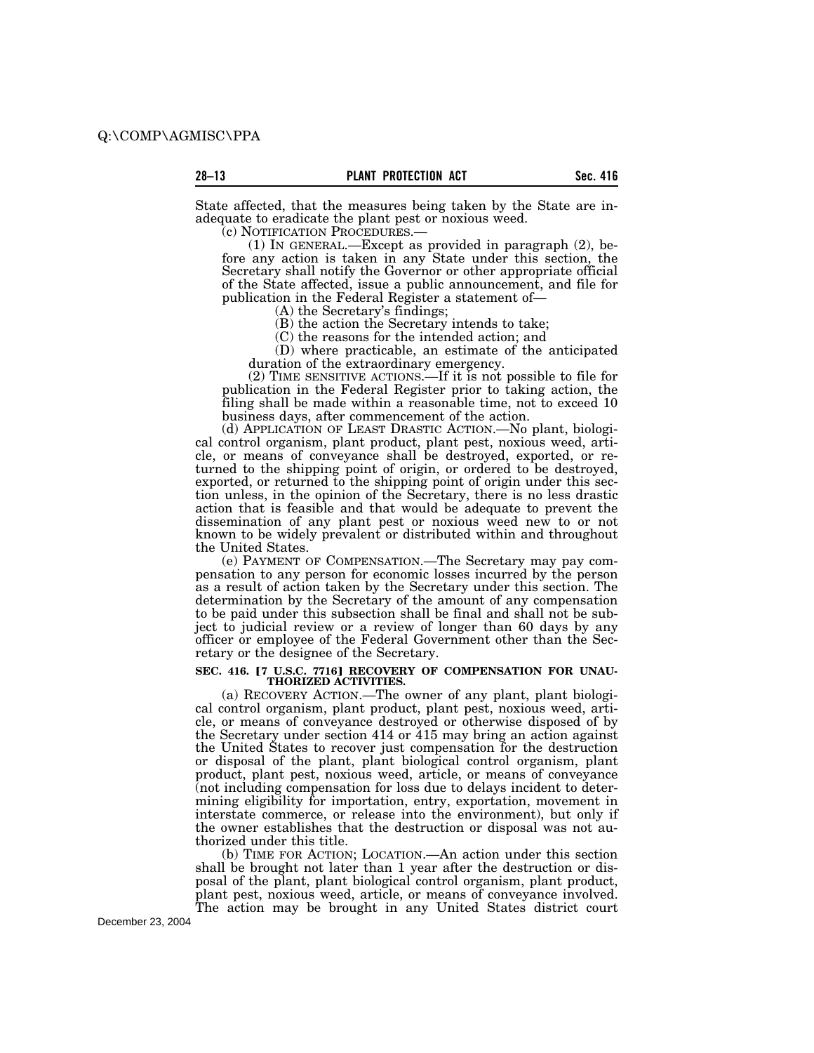State affected, that the measures being taken by the State are inadequate to eradicate the plant pest or noxious weed.

(c) NOTIFICATION PROCEDURES.—

(1) IN GENERAL.—Except as provided in paragraph (2), before any action is taken in any State under this section, the Secretary shall notify the Governor or other appropriate official of the State affected, issue a public announcement, and file for publication in the Federal Register a statement of—

(A) the Secretary's findings;

(B) the action the Secretary intends to take;

(C) the reasons for the intended action; and

(D) where practicable, an estimate of the anticipated duration of the extraordinary emergency.

(2) TIME SENSITIVE ACTIONS.—If it is not possible to file for publication in the Federal Register prior to taking action, the filing shall be made within a reasonable time, not to exceed 10 business days, after commencement of the action.

(d) APPLICATION OF LEAST DRASTIC ACTION.—No plant, biological control organism, plant product, plant pest, noxious weed, article, or means of conveyance shall be destroyed, exported, or returned to the shipping point of origin, or ordered to be destroyed, exported, or returned to the shipping point of origin under this section unless, in the opinion of the Secretary, there is no less drastic action that is feasible and that would be adequate to prevent the dissemination of any plant pest or noxious weed new to or not known to be widely prevalent or distributed within and throughout the United States.

(e) PAYMENT OF COMPENSATION.—The Secretary may pay compensation to any person for economic losses incurred by the person as a result of action taken by the Secretary under this section. The determination by the Secretary of the amount of any compensation to be paid under this subsection shall be final and shall not be subject to judicial review or a review of longer than 60 days by any officer or employee of the Federal Government other than the Secretary or the designee of the Secretary.

**SEC. 416. [7 U.S.C. 7716] RECOVERY OF COMPENSATION FOR UNAUTHORIZED ACTIVITIES.**

(a) RECOVERY ACTION.—The owner of any plant, plant biological control organism, plant product, plant pest, noxious weed, article, or means of conveyance destroyed or otherwise disposed of by the Secretary under section 414 or 415 may bring an action against the United States to recover just compensation for the destruction or disposal of the plant, plant biological control organism, plant product, plant pest, noxious weed, article, or means of conveyance (not including compensation for loss due to delays incident to determining eligibility for importation, entry, exportation, movement in interstate commerce, or release into the environment), but only if the owner establishes that the destruction or disposal was not authorized under this title.

(b) TIME FOR ACTION; LOCATION.—An action under this section shall be brought not later than 1 year after the destruction or disposal of the plant, plant biological control organism, plant product, plant pest, noxious weed, article, or means of conveyance involved. The action may be brought in any United States district court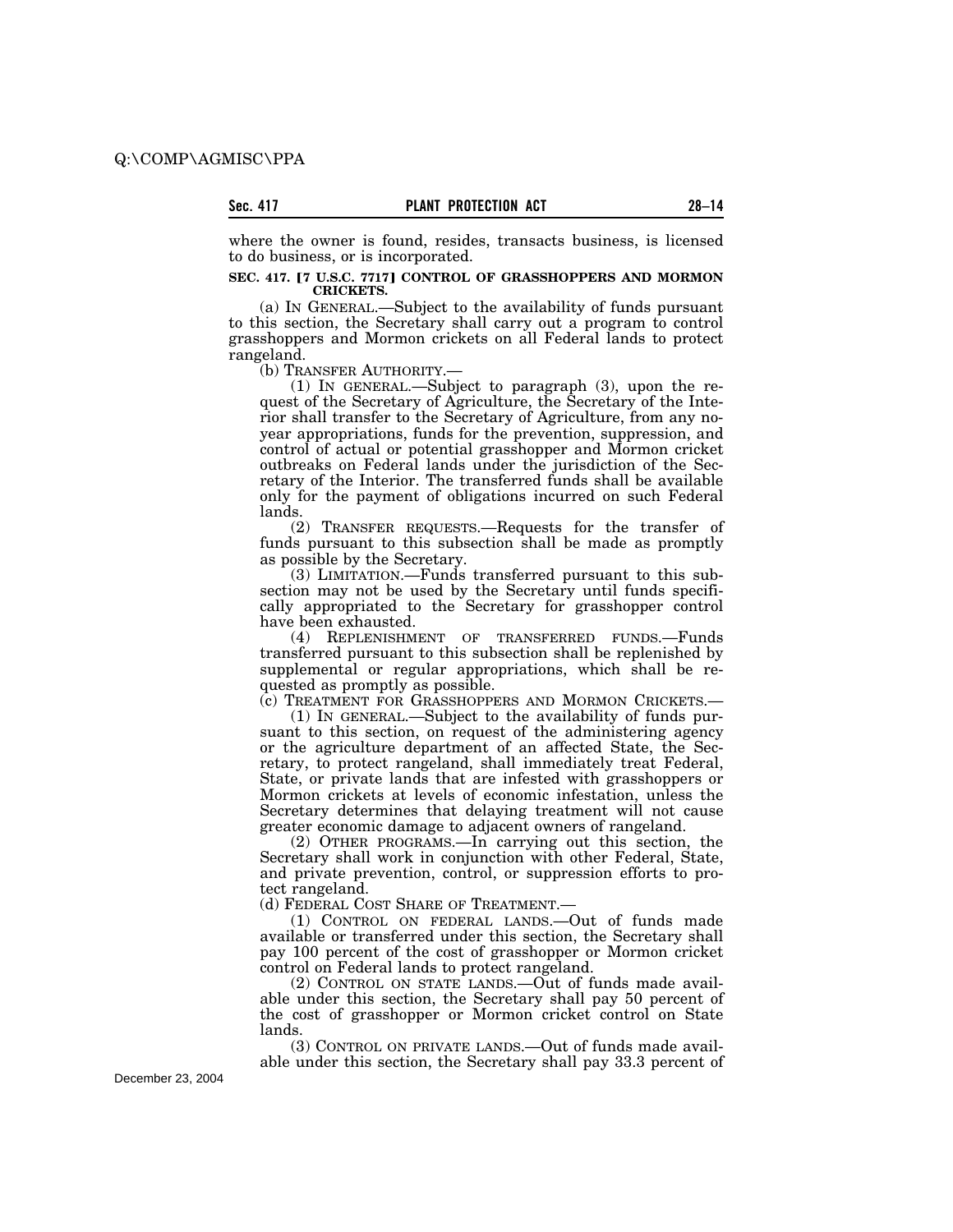where the owner is found, resides, transacts business, is licensed to do business, or is incorporated.

**SEC. 417. [7 U.S.C. 7717] CONTROL OF GRASSHOPPERS AND MORMON CRICKETS.**

(a) IN GENERAL.—Subject to the availability of funds pursuant to this section, the Secretary shall carry out a program to control grasshoppers and Mormon crickets on all Federal lands to protect rangeland.

(b) TRANSFER AUTHORITY.—

(1) IN GENERAL.—Subject to paragraph (3), upon the request of the Secretary of Agriculture, the Secretary of the Interior shall transfer to the Secretary of Agriculture, from any no-year appropriations, funds for the prevention, suppression, and control of actual or potential grasshopper and Mormon cricket outbreaks on Federal lands under the jurisdiction of the Secretary of the Interior. The transferred funds shall be available only for the payment of obligations incurred on such Federal lands.

(2) TRANSFER REQUESTS.—Requests for the transfer of funds pursuant to this subsection shall be made as promptly as possible by the Secretary.

(3) LIMITATION.—Funds transferred pursuant to this subsection may not be used by the Secretary until funds specifically appropriated to the Secretary for grasshopper control have been exhausted.

(4) REPLENISHMENT OF TRANSFERRED FUNDS.—Funds transferred pursuant to this subsection shall be replenished by supplemental or regular appropriations, which shall be requested as promptly as possible.

(c) TREATMENT FOR GRASSHOPPERS AND MORMON CRICKETS.—

(1) IN GENERAL.—Subject to the availability of funds pursuant to this section, on request of the administering agency or the agriculture department of an affected State, the Secretary, to protect rangeland, shall immediately treat Federal, State, or private lands that are infested with grasshoppers or Mormon crickets at levels of economic infestation, unless the Secretary determines that delaying treatment will not cause greater economic damage to adjacent owners of rangeland.

(2) OTHER PROGRAMS.—In carrying out this section, the Secretary shall work in conjunction with other Federal, State, and private prevention, control, or suppression efforts to protect rangeland.

(d) FEDERAL COST SHARE OF TREATMENT.—

(1) CONTROL ON FEDERAL LANDS.—Out of funds made available or transferred under this section, the Secretary shall pay 100 percent of the cost of grasshopper or Mormon cricket control on Federal lands to protect rangeland.

(2) CONTROL ON STATE LANDS.—Out of funds made available under this section, the Secretary shall pay 50 percent of the cost of grasshopper or Mormon cricket control on State lands.

(3) CONTROL ON PRIVATE LANDS.—Out of funds made available under this section, the Secretary shall pay 33.3 percent of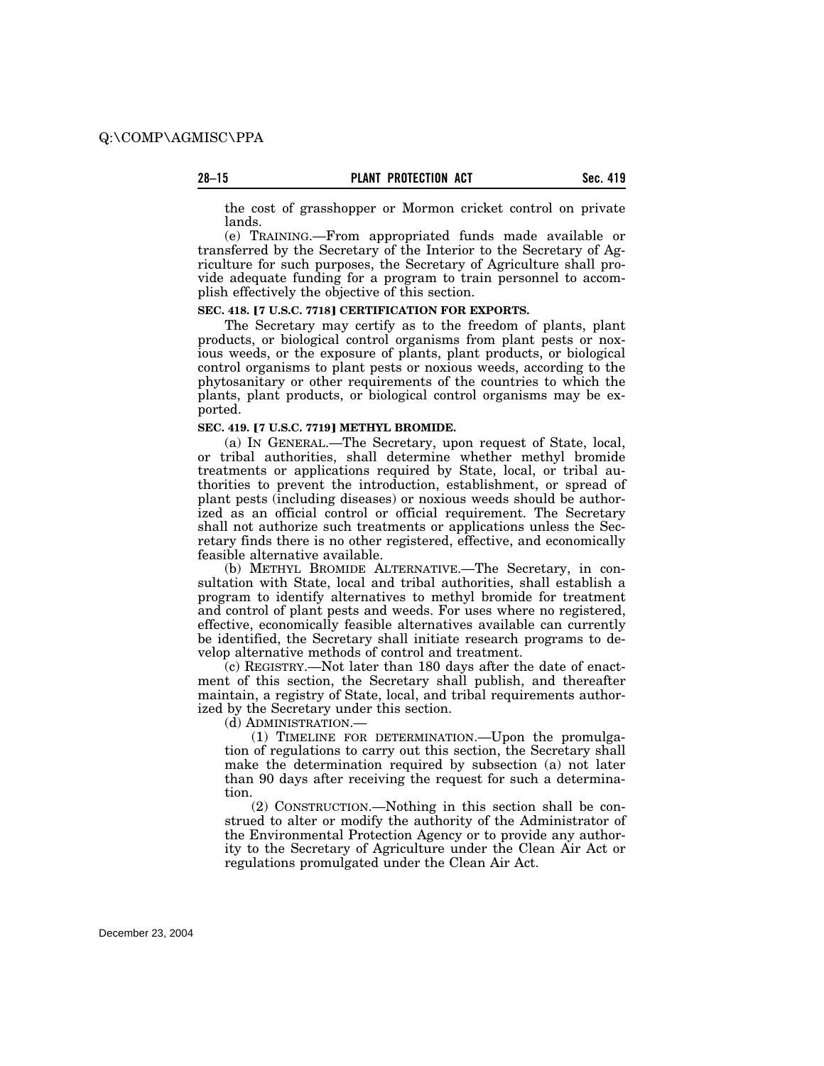the cost of grasshopper or Mormon cricket control on private lands.

(e) TRAINING.—From appropriated funds made available or transferred by the Secretary of the Interior to the Secretary of Agriculture for such purposes, the Secretary of Agriculture shall provide adequate funding for a program to train personnel to accomplish effectively the objective of this section.

**SEC. 418. [7 U.S.C. 7718] CERTIFICATION FOR EXPORTS.**

The Secretary may certify as to the freedom of plants, plant products, or biological control organisms from plant pests or noxious weeds, or the exposure of plants, plant products, or biological control organisms to plant pests or noxious weeds, according to the phytosanitary or other requirements of the countries to which the plants, plant products, or biological control organisms may be exported.

**SEC. 419. [7 U.S.C. 7719] METHYL BROMIDE.**

(a) IN GENERAL.—The Secretary, upon request of State, local, or tribal authorities, shall determine whether methyl bromide treatments or applications required by State, local, or tribal authorities to prevent the introduction, establishment, or spread of plant pests (including diseases) or noxious weeds should be authorized as an official control or official requirement. The Secretary shall not authorize such treatments or applications unless the Secretary finds there is no other registered, effective, and economically feasible alternative available.

(b) METHYL BROMIDE ALTERNATIVE.—The Secretary, in consultation with State, local and tribal authorities, shall establish a program to identify alternatives to methyl bromide for treatment and control of plant pests and weeds. For uses where no registered, effective, economically feasible alternatives available can currently be identified, the Secretary shall initiate research programs to develop alternative methods of control and treatment.

(c) REGISTRY.—Not later than 180 days after the date of enactment of this section, the Secretary shall publish, and thereafter maintain, a registry of State, local, and tribal requirements authorized by the Secretary under this section.

(d) ADMINISTRATION.—

(1) TIMELINE FOR DETERMINATION.—Upon the promulgation of regulations to carry out this section, the Secretary shall make the determination required by subsection (a) not later than 90 days after receiving the request for such a determination.

(2) CONSTRUCTION.—Nothing in this section shall be construed to alter or modify the authority of the Administrator of the Environmental Protection Agency or to provide any authority to the Secretary of Agriculture under the Clean Air Act or regulations promulgated under the Clean Air Act.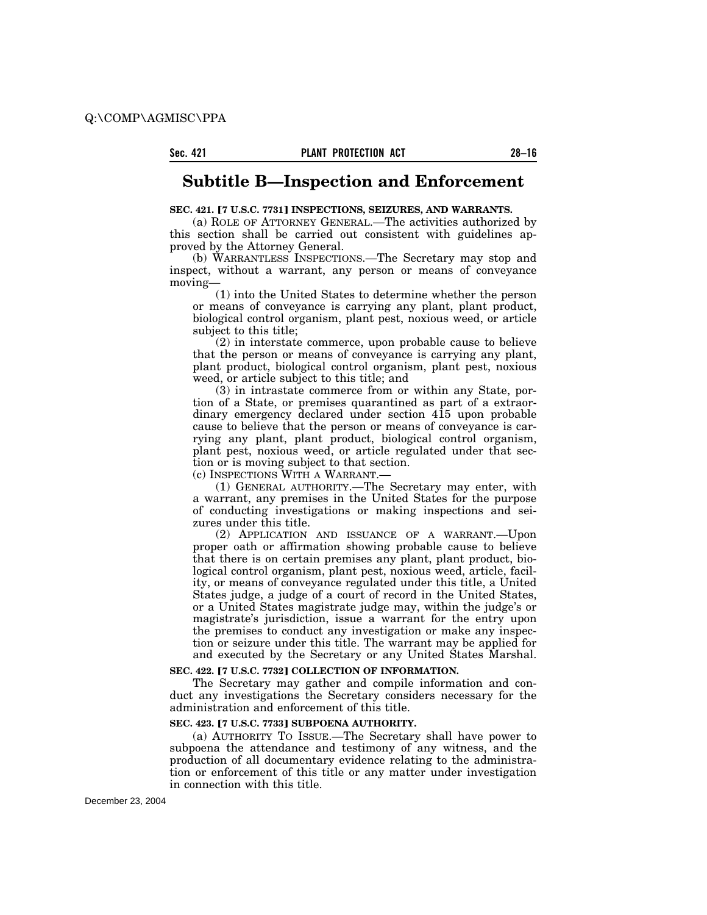## Subtitle B—Inspection and Enforcement

**SEC. 421. [7 U.S.C. 7731] INSPECTIONS, SEIZURES, AND WARRANTS.**

(a) ROLE OF ATTORNEY GENERAL.—The activities authorized by this section shall be carried out consistent with guidelines approved by the Attorney General.

(b) WARRANTLESS INSPECTIONS.—The Secretary may stop and inspect, without a warrant, any person or means of conveyance moving—

(1) into the United States to determine whether the person or means of conveyance is carrying any plant, plant product, biological control organism, plant pest, noxious weed, or article subject to this title;

(2) in interstate commerce, upon probable cause to believe that the person or means of conveyance is carrying any plant, plant product, biological control organism, plant pest, noxious weed, or article subject to this title; and

(3) in intrastate commerce from or within any State, portion of a State, or premises quarantined as part of a extraordinary emergency declared under section 415 upon probable cause to believe that the person or means of conveyance is carrying any plant, plant product, biological control organism, plant pest, noxious weed, or article regulated under that section or is moving subject to that section.

(c) INSPECTIONS WITH A WARRANT.—

(1) GENERAL AUTHORITY.—The Secretary may enter, with a warrant, any premises in the United States for the purpose of conducting investigations or making inspections and seizures under this title.

(2) APPLICATION AND ISSUANCE OF A WARRANT.—Upon proper oath or affirmation showing probable cause to believe that there is on certain premises any plant, plant product, biological control organism, plant pest, noxious weed, article, facility, or means of conveyance regulated under this title, a United States judge, a judge of a court of record in the United States, or a United States magistrate judge may, within the judge's or magistrate's jurisdiction, issue a warrant for the entry upon the premises to conduct any investigation or make any inspection or seizure under this title. The warrant may be applied for and executed by the Secretary or any United States Marshal.

**SEC. 422. [7 U.S.C. 7732] COLLECTION OF INFORMATION.**

The Secretary may gather and compile information and conduct any investigations the Secretary considers necessary for the administration and enforcement of this title.

**SEC. 423. [7 U.S.C. 7733] SUBPOENA AUTHORITY.**

(a) AUTHORITY TO ISSUE.—The Secretary shall have power to subpoena the attendance and testimony of any witness, and the production of all documentary evidence relating to the administration or enforcement of this title or any matter under investigation in connection with this title.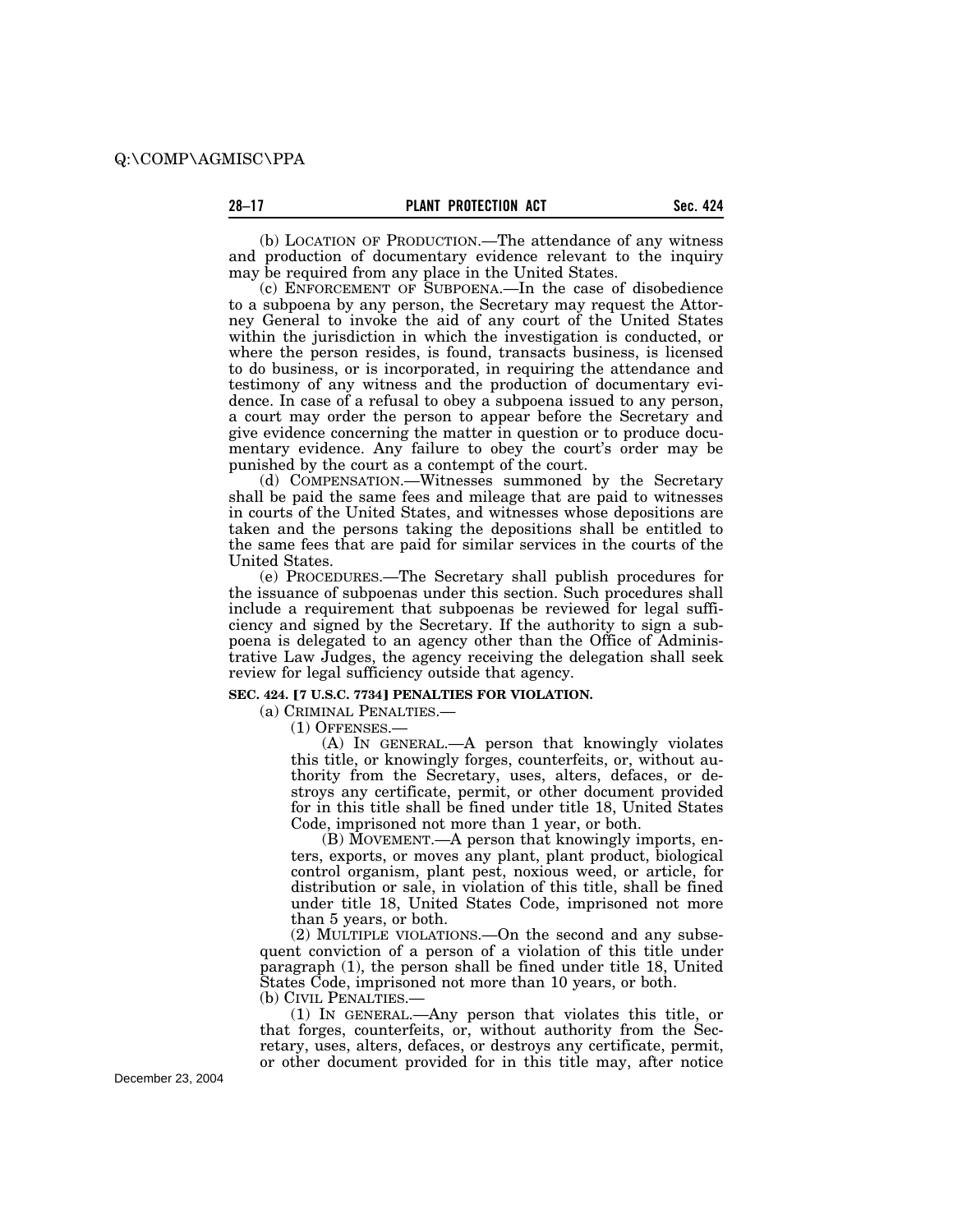(b) LOCATION OF PRODUCTION.—The attendance of any witness and production of documentary evidence relevant to the inquiry may be required from any place in the United States.

(c) ENFORCEMENT OF SUBPOENA.—In the case of disobedience to a subpoena by any person, the Secretary may request the Attorney General to invoke the aid of any court of the United States within the jurisdiction in which the investigation is conducted, or where the person resides, is found, transacts business, is licensed to do business, or is incorporated, in requiring the attendance and testimony of any witness and the production of documentary evidence. In case of a refusal to obey a subpoena issued to any person, a court may order the person to appear before the Secretary and give evidence concerning the matter in question or to produce documentary evidence. Any failure to obey the court's order may be punished by the court as a contempt of the court.

(d) COMPENSATION.—Witnesses summoned by the Secretary shall be paid the same fees and mileage that are paid to witnesses in courts of the United States, and witnesses whose depositions are taken and the persons taking the depositions shall be entitled to the same fees that are paid for similar services in the courts of the United States.

(e) PROCEDURES.—The Secretary shall publish procedures for the issuance of subpoenas under this section. Such procedures shall include a requirement that subpoenas be reviewed for legal sufficiency and signed by the Secretary. If the authority to sign a subpoena is delegated to an agency other than the Office of Administrative Law Judges, the agency receiving the delegation shall seek review for legal sufficiency outside that agency.

**SEC. 424. [7 U.S.C. 7734] PENALTIES FOR VIOLATION.**

(a) CRIMINAL PENALTIES.—

(1) OFFENSES.—

(A) IN GENERAL.—A person that knowingly violates this title, or knowingly forges, counterfeits, or, without authority from the Secretary, uses, alters, defaces, or destroys any certificate, permit, or other document provided for in this title shall be fined under title 18, United States Code, imprisoned not more than 1 year, or both.

(B) MOVEMENT.—A person that knowingly imports, enters, exports, or moves any plant, plant product, biological control organism, plant pest, noxious weed, or article, for distribution or sale, in violation of this title, shall be fined under title 18, United States Code, imprisoned not more than 5 years, or both.

(2) MULTIPLE VIOLATIONS.—On the second and any subsequent conviction of a person of a violation of this title under paragraph (1), the person shall be fined under title 18, United States Code, imprisoned not more than 10 years, or both.

(b) CIVIL PENALTIES.—

(1) IN GENERAL.—Any person that violates this title, or that forges, counterfeits, or, without authority from the Secretary, uses, alters, defaces, or destroys any certificate, permit, or other document provided for in this title may, after notice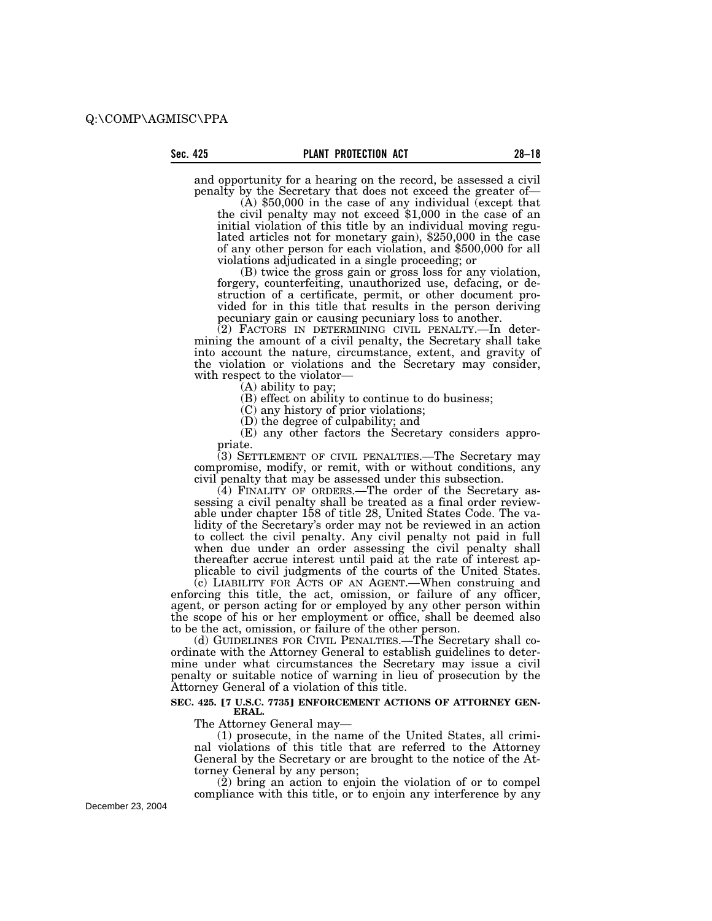and opportunity for a hearing on the record, be assessed a civil penalty by the Secretary that does not exceed the greater of—

(A) $50,000 in the case of any individual (except that the civil penalty may not exceed $1,000 in the case of an initial violation of this title by an individual moving regulated articles not for monetary gain), $250,000 in the case of any other person for each violation, and $500,000 for all violations adjudicated in a single proceeding; or

(B) twice the gross gain or gross loss for any violation, forgery, counterfeiting, unauthorized use, defacing, or destruction of a certificate, permit, or other document provided for in this title that results in the person deriving pecuniary gain or causing pecuniary loss to another.

(2) FACTORS IN DETERMINING CIVIL PENALTY.—In determining the amount of a civil penalty, the Secretary shall take into account the nature, circumstance, extent, and gravity of the violation or violations and the Secretary may consider, with respect to the violator—

(A) ability to pay;

(B) effect on ability to continue to do business;

(C) any history of prior violations;

(D) the degree of culpability; and

(E) any other factors the Secretary considers appropriate.

(3) SETTLEMENT OF CIVIL PENALTIES.—The Secretary may compromise, modify, or remit, with or without conditions, any civil penalty that may be assessed under this subsection.

(4) FINALITY OF ORDERS.—The order of the Secretary assessing a civil penalty shall be treated as a final order reviewable under chapter 158 of title 28, United States Code. The validity of the Secretary's order may not be reviewed in an action to collect the civil penalty. Any civil penalty not paid in full when due under an order assessing the civil penalty shall thereafter accrue interest until paid at the rate of interest applicable to civil judgments of the courts of the United States.

(c) LIABILITY FOR ACTS OF AN AGENT.—When construing and enforcing this title, the act, omission, or failure of any officer, agent, or person acting for or employed by any other person within the scope of his or her employment or office, shall be deemed also to be the act, omission, or failure of the other person.

(d) GUIDELINES FOR CIVIL PENALTIES.—The Secretary shall coordinate with the Attorney General to establish guidelines to determine under what circumstances the Secretary may issue a civil penalty or suitable notice of warning in lieu of prosecution by the Attorney General of a violation of this title.

**SEC. 425. [7 U.S.C. 7735] ENFORCEMENT ACTIONS OF ATTORNEY GENERAL.**

The Attorney General may—

(1) prosecute, in the name of the United States, all criminal violations of this title that are referred to the Attorney General by the Secretary or are brought to the notice of the Attorney General by any person;

(2) bring an action to enjoin the violation of or to compel compliance with this title, or to enjoin any interference by any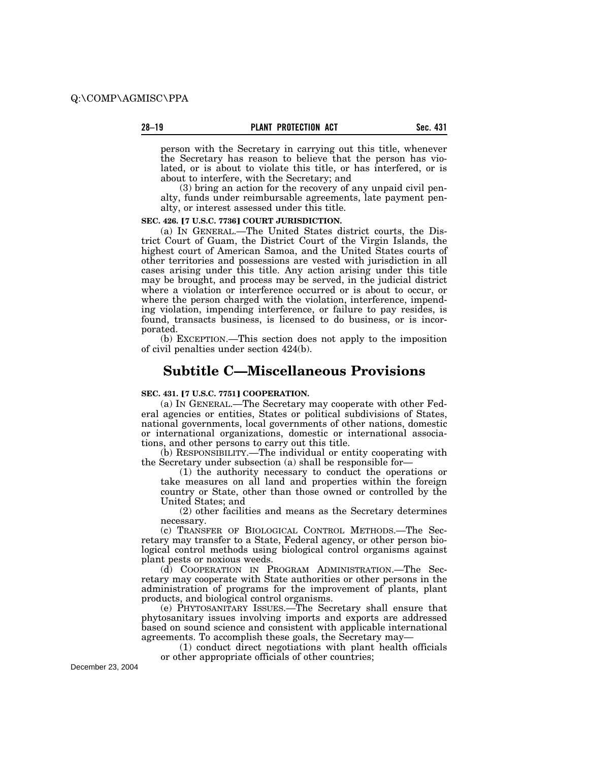person with the Secretary in carrying out this title, whenever the Secretary has reason to believe that the person has violated, or is about to violate this title, or has interfered, or is about to interfere, with the Secretary; and

(3) bring an action for the recovery of any unpaid civil penalty, funds under reimbursable agreements, late payment penalty, or interest assessed under this title.

**SEC. 426. [7 U.S.C. 7736] COURT JURISDICTION.**

(a) IN GENERAL.—The United States district courts, the District Court of Guam, the District Court of the Virgin Islands, the highest court of American Samoa, and the United States courts of other territories and possessions are vested with jurisdiction in all cases arising under this title. Any action arising under this title may be brought, and process may be served, in the judicial district where a violation or interference occurred or is about to occur, or where the person charged with the violation, interference, impending violation, impending interference, or failure to pay resides, is found, transacts business, is licensed to do business, or is incorporated.

(b) EXCEPTION.—This section does not apply to the imposition of civil penalties under section 424(b).

## Subtitle C—Miscellaneous Provisions

**SEC. 431. [7 U.S.C. 7751] COOPERATION.**

(a) IN GENERAL.—The Secretary may cooperate with other Federal agencies or entities, States or political subdivisions of States, national governments, local governments of other nations, domestic or international organizations, domestic or international associations, and other persons to carry out this title.

(b) RESPONSIBILITY.—The individual or entity cooperating with the Secretary under subsection (a) shall be responsible for—

(1) the authority necessary to conduct the operations or take measures on all land and properties within the foreign country or State, other than those owned or controlled by the United States; and

(2) other facilities and means as the Secretary determines necessary.

(c) TRANSFER OF BIOLOGICAL CONTROL METHODS.—The Secretary may transfer to a State, Federal agency, or other person biological control methods using biological control organisms against plant pests or noxious weeds.

(d) COOPERATION IN PROGRAM ADMINISTRATION.—The Secretary may cooperate with State authorities or other persons in the administration of programs for the improvement of plants, plant products, and biological control organisms.

(e) PHYTOSANITARY ISSUES.—The Secretary shall ensure that phytosanitary issues involving imports and exports are addressed based on sound science and consistent with applicable international agreements. To accomplish these goals, the Secretary may—

(1) conduct direct negotiations with plant health officials or other appropriate officials of other countries;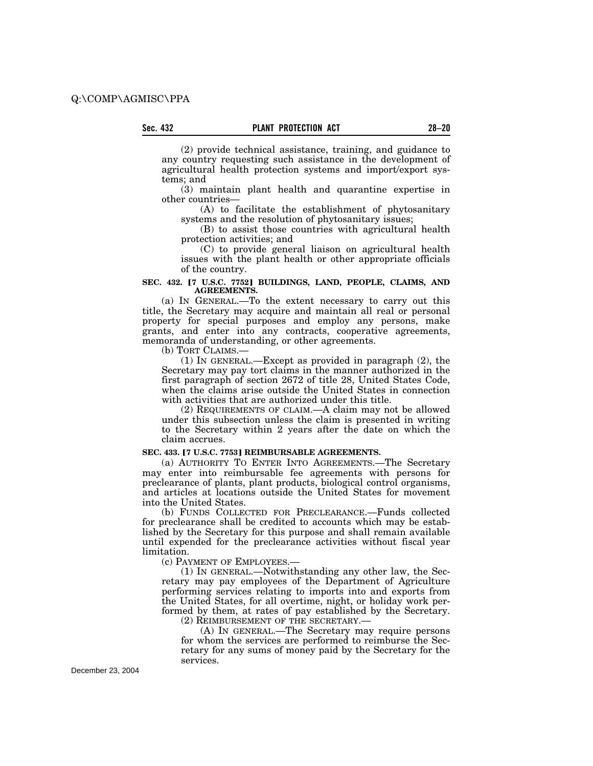(2) provide technical assistance, training, and guidance to any country requesting such assistance in the development of agricultural health protection systems and import/export systems; and

(3) maintain plant health and quarantine expertise in other countries—

(A) to facilitate the establishment of phytosanitary systems and the resolution of phytosanitary issues;

(B) to assist those countries with agricultural health protection activities; and

(C) to provide general liaison on agricultural health issues with the plant health or other appropriate officials of the country.

**SEC. 432. [7 U.S.C. 7752] BUILDINGS, LAND, PEOPLE, CLAIMS, AND AGREEMENTS.**

(a) IN GENERAL.—To the extent necessary to carry out this title, the Secretary may acquire and maintain all real or personal property for special purposes and employ any persons, make grants, and enter into any contracts, cooperative agreements, memoranda of understanding, or other agreements.

(b) TORT CLAIMS.—

(1) IN GENERAL.—Except as provided in paragraph (2), the Secretary may pay tort claims in the manner authorized in the first paragraph of section 2672 of title 28, United States Code, when the claims arise outside the United States in connection with activities that are authorized under this title.

(2) REQUIREMENTS OF CLAIM.—A claim may not be allowed under this subsection unless the claim is presented in writing to the Secretary within 2 years after the date on which the claim accrues.

**SEC. 433. [7 U.S.C. 7753] REIMBURSABLE AGREEMENTS.**

(a) AUTHORITY TO ENTER INTO AGREEMENTS.—The Secretary may enter into reimbursable fee agreements with persons for preclearance of plants, plant products, biological control organisms, and articles at locations outside the United States for movement into the United States.

(b) FUNDS COLLECTED FOR PRECLEARANCE.—Funds collected for preclearance shall be credited to accounts which may be established by the Secretary for this purpose and shall remain available until expended for the preclearance activities without fiscal year limitation.

(c) PAYMENT OF EMPLOYEES.—

(1) IN GENERAL.—Notwithstanding any other law, the Secretary may pay employees of the Department of Agriculture performing services relating to imports into and exports from the United States, for all overtime, night, or holiday work performed by them, at rates of pay established by the Secretary.

(2) REIMBURSEMENT OF THE SECRETARY.—

(A) IN GENERAL.—The Secretary may require persons for whom the services are performed to reimburse the Secretary for any sums of money paid by the Secretary for the services.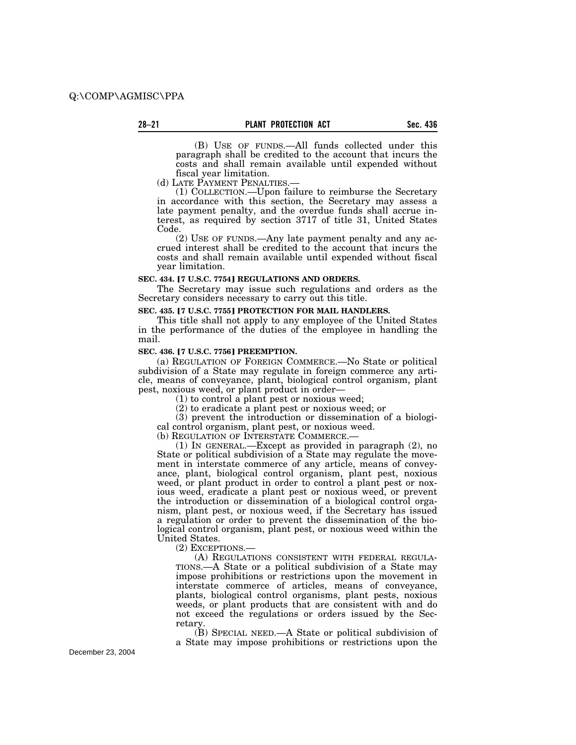(B) Use of funds.—All funds collected under this paragraph shall be credited to the account that incurs the costs and shall remain available until expended without fiscal year limitation.

(d) Late Payment Penalties.—

(1) Collection.—Upon failure to reimburse the Secretary in accordance with this section, the Secretary may assess a late payment penalty, and the overdue funds shall accrue interest, as required by section 3717 of title 31, United States Code.

(2) Use of funds.—Any late payment penalty and any accrued interest shall be credited to the account that incurs the costs and shall remain available until expended without fiscal year limitation.

**SEC. 434. [7 U.S.C. 7754] REGULATIONS AND ORDERS.**

The Secretary may issue such regulations and orders as the Secretary considers necessary to carry out this title.

**SEC. 435. [7 U.S.C. 7755] PROTECTION FOR MAIL HANDLERS.**

This title shall not apply to any employee of the United States in the performance of the duties of the employee in handling the mail.

**SEC. 436. [7 U.S.C. 7756] PREEMPTION.**

(a) Regulation of Foreign Commerce.—No State or political subdivision of a State may regulate in foreign commerce any article, means of conveyance, plant, biological control organism, plant pest, noxious weed, or plant product in order—

(1) to control a plant pest or noxious weed;

(2) to eradicate a plant pest or noxious weed; or

(3) prevent the introduction or dissemination of a biological control organism, plant pest, or noxious weed.

(b) Regulation of Interstate Commerce.—

(1) In general.—Except as provided in paragraph (2), no State or political subdivision of a State may regulate the movement in interstate commerce of any article, means of conveyance, plant, biological control organism, plant pest, noxious weed, or plant product in order to control a plant pest or noxious weed, eradicate a plant pest or noxious weed, or prevent the introduction or dissemination of a biological control organism, plant pest, or noxious weed, if the Secretary has issued a regulation or order to prevent the dissemination of the biological control organism, plant pest, or noxious weed within the United States.

(2) Exceptions.—

(A) Regulations consistent with federal regulations.—A State or a political subdivision of a State may impose prohibitions or restrictions upon the movement in interstate commerce of articles, means of conveyance, plants, biological control organisms, plant pests, noxious weeds, or plant products that are consistent with and do not exceed the regulations or orders issued by the Secretary.

(B) Special need.—A State or political subdivision of a State may impose prohibitions or restrictions upon the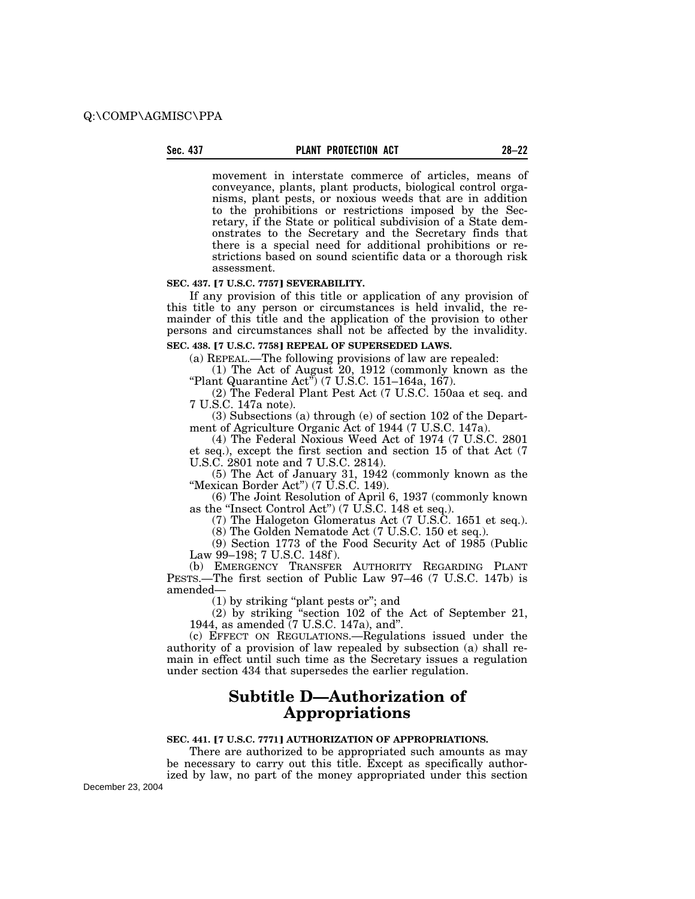movement in interstate commerce of articles, means of conveyance, plants, plant products, biological control organisms, plant pests, or noxious weeds that are in addition to the prohibitions or restrictions imposed by the Secretary, if the State or political subdivision of a State demonstrates to the Secretary and the Secretary finds that there is a special need for additional prohibitions or restrictions based on sound scientific data or a thorough risk assessment.

**SEC. 437. [7 U.S.C. 7757] SEVERABILITY.**

If any provision of this title or application of any provision of this title to any person or circumstances is held invalid, the remainder of this title and the application of the provision to other persons and circumstances shall not be affected by the invalidity.

**SEC. 438. [7 U.S.C. 7758] REPEAL OF SUPERSEDED LAWS.**

(a) REPEAL.—The following provisions of law are repealed:

(1) The Act of August 20, 1912 (commonly known as the "Plant Quarantine Act") (7 U.S.C. 151–164a, 167).

(2) The Federal Plant Pest Act (7 U.S.C. 150aa et seq. and 7 U.S.C. 147a note).

(3) Subsections (a) through (e) of section 102 of the Department of Agriculture Organic Act of 1944 (7 U.S.C. 147a).

(4) The Federal Noxious Weed Act of 1974 (7 U.S.C. 2801 et seq.), except the first section and section 15 of that Act (7 U.S.C. 2801 note and 7 U.S.C. 2814).

(5) The Act of January 31, 1942 (commonly known as the "Mexican Border Act") (7 U.S.C. 149).

(6) The Joint Resolution of April 6, 1937 (commonly known as the "Insect Control Act") (7 U.S.C. 148 et seq.).

(7) The Halogeton Glomeratus Act (7 U.S.C. 1651 et seq.).

(8) The Golden Nematode Act (7 U.S.C. 150 et seq.).

(9) Section 1773 of the Food Security Act of 1985 (Public Law 99–198; 7 U.S.C. 148f).

(b) EMERGENCY TRANSFER AUTHORITY REGARDING PLANT PESTS.—The first section of Public Law 97–46 (7 U.S.C. 147b) is amended—

(1) by striking "plant pests or"; and

(2) by striking "section 102 of the Act of September 21, 1944, as amended (7 U.S.C. 147a), and".

(c) EFFECT ON REGULATIONS.—Regulations issued under the authority of a provision of law repealed by subsection (a) shall remain in effect until such time as the Secretary issues a regulation under section 434 that supersedes the earlier regulation.

## Subtitle D—Authorization of Appropriations

**SEC. 441. [7 U.S.C. 7771] AUTHORIZATION OF APPROPRIATIONS.**

There are authorized to be appropriated such amounts as may be necessary to carry out this title. Except as specifically authorized by law, no part of the money appropriated under this section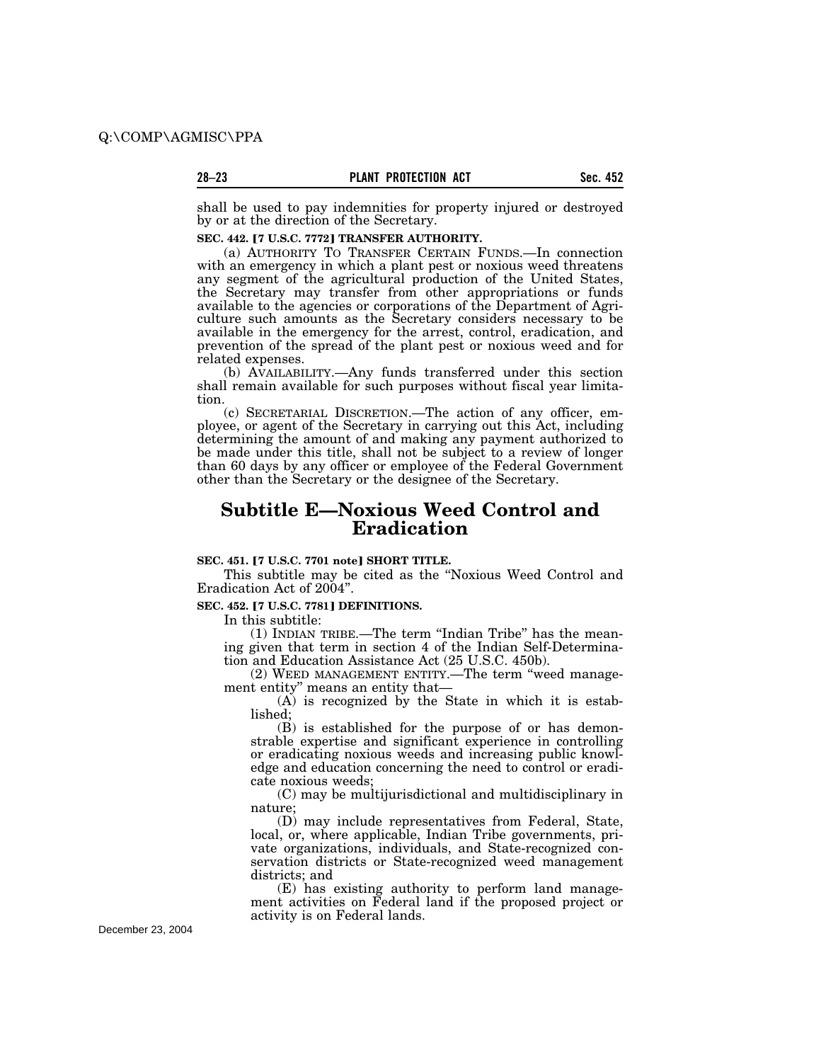shall be used to pay indemnities for property injured or destroyed by or at the direction of the Secretary.

**SEC. 442. [7 U.S.C. 7772] TRANSFER AUTHORITY.**

(a) AUTHORITY TO TRANSFER CERTAIN FUNDS.—In connection with an emergency in which a plant pest or noxious weed threatens any segment of the agricultural production of the United States, the Secretary may transfer from other appropriations or funds available to the agencies or corporations of the Department of Agriculture such amounts as the Secretary considers necessary to be available in the emergency for the arrest, control, eradication, and prevention of the spread of the plant pest or noxious weed and for related expenses.

(b) AVAILABILITY.—Any funds transferred under this section shall remain available for such purposes without fiscal year limitation.

(c) SECRETARIAL DISCRETION.—The action of any officer, employee, or agent of the Secretary in carrying out this Act, including determining the amount of and making any payment authorized to be made under this title, shall not be subject to a review of longer than 60 days by any officer or employee of the Federal Government other than the Secretary or the designee of the Secretary.

# Subtitle E—Noxious Weed Control and Eradication

**SEC. 451. [7 U.S.C. 7701 note] SHORT TITLE.**

This subtitle may be cited as the "Noxious Weed Control and Eradication Act of 2004".

**SEC. 452. [7 U.S.C. 7781] DEFINITIONS.**

In this subtitle:

(1) INDIAN TRIBE.—The term "Indian Tribe" has the meaning given that term in section 4 of the Indian Self-Determination and Education Assistance Act (25 U.S.C. 450b).

(2) WEED MANAGEMENT ENTITY.—The term "weed management entity" means an entity that—

(A) is recognized by the State in which it is established;

(B) is established for the purpose of or has demonstrable expertise and significant experience in controlling or eradicating noxious weeds and increasing public knowledge and education concerning the need to control or eradicate noxious weeds;

(C) may be multijurisdictional and multidisciplinary in nature;

(D) may include representatives from Federal, State, local, or, where applicable, Indian Tribe governments, private organizations, individuals, and State-recognized conservation districts or State-recognized weed management districts; and

(E) has existing authority to perform land management activities on Federal land if the proposed project or activity is on Federal lands.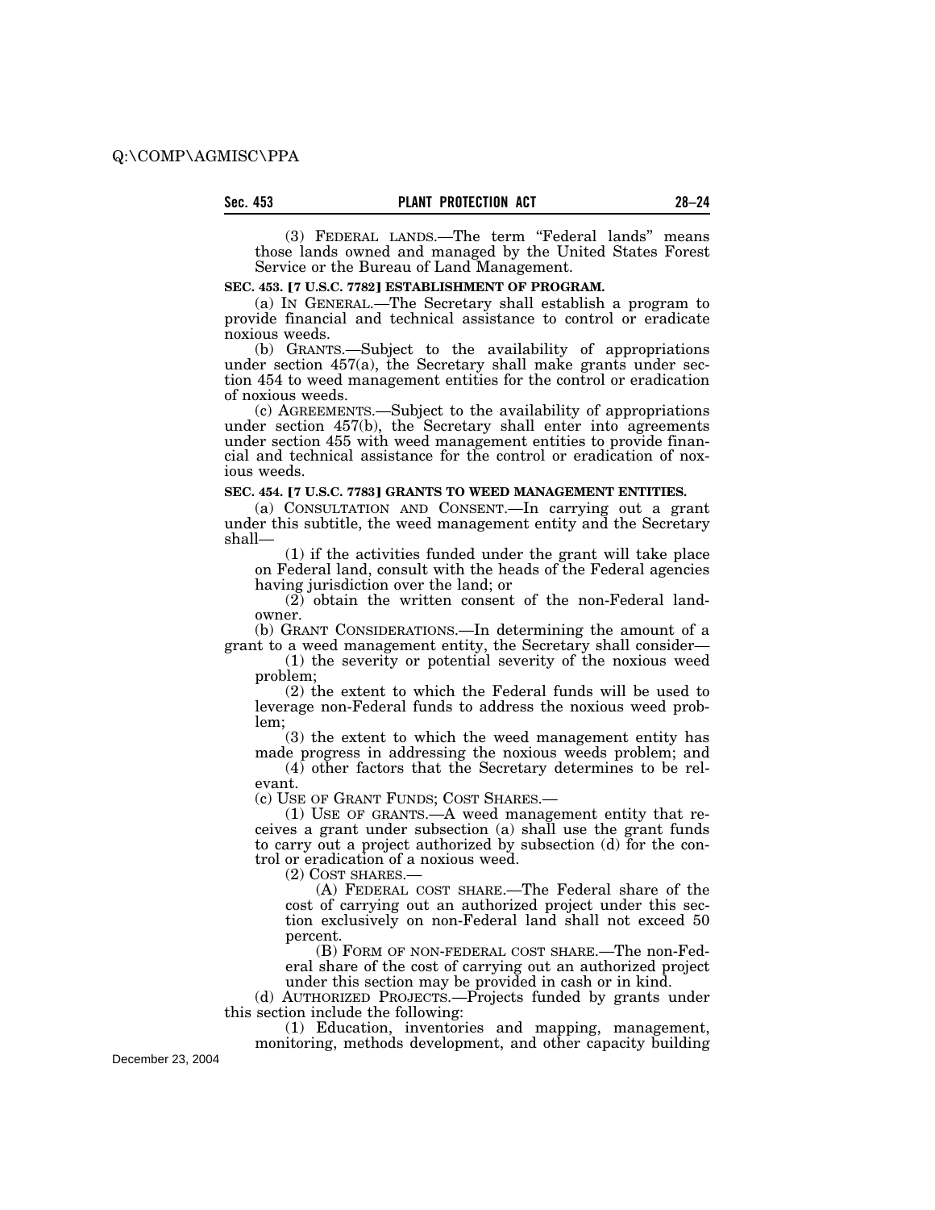(3) FEDERAL LANDS.—The term "Federal lands" means those lands owned and managed by the United States Forest Service or the Bureau of Land Management.

**SEC. 453. [7 U.S.C. 7782] ESTABLISHMENT OF PROGRAM.**

(a) IN GENERAL.—The Secretary shall establish a program to provide financial and technical assistance to control or eradicate noxious weeds.

(b) GRANTS.—Subject to the availability of appropriations under section 457(a), the Secretary shall make grants under section 454 to weed management entities for the control or eradication of noxious weeds.

(c) AGREEMENTS.—Subject to the availability of appropriations under section 457(b), the Secretary shall enter into agreements under section 455 with weed management entities to provide financial and technical assistance for the control or eradication of noxious weeds.

**SEC. 454. [7 U.S.C. 7783] GRANTS TO WEED MANAGEMENT ENTITIES.**

(a) CONSULTATION AND CONSENT.—In carrying out a grant under this subtitle, the weed management entity and the Secretary shall—

(1) if the activities funded under the grant will take place on Federal land, consult with the heads of the Federal agencies having jurisdiction over the land; or

(2) obtain the written consent of the non-Federal landowner.

(b) GRANT CONSIDERATIONS.—In determining the amount of a grant to a weed management entity, the Secretary shall consider—

(1) the severity or potential severity of the noxious weed problem;

(2) the extent to which the Federal funds will be used to leverage non-Federal funds to address the noxious weed problem;

(3) the extent to which the weed management entity has made progress in addressing the noxious weeds problem; and

(4) other factors that the Secretary determines to be relevant.

(c) USE OF GRANT FUNDS; COST SHARES.—

(1) USE OF GRANTS.—A weed management entity that receives a grant under subsection (a) shall use the grant funds to carry out a project authorized by subsection (d) for the control or eradication of a noxious weed.

(2) COST SHARES.—

(A) FEDERAL COST SHARE.—The Federal share of the cost of carrying out an authorized project under this section exclusively on non-Federal land shall not exceed 50 percent.

(B) FORM OF NON-FEDERAL COST SHARE.—The non-Federal share of the cost of carrying out an authorized project under this section may be provided in cash or in kind.

(d) AUTHORIZED PROJECTS.—Projects funded by grants under this section include the following:

(1) Education, inventories and mapping, management, monitoring, methods development, and other capacity building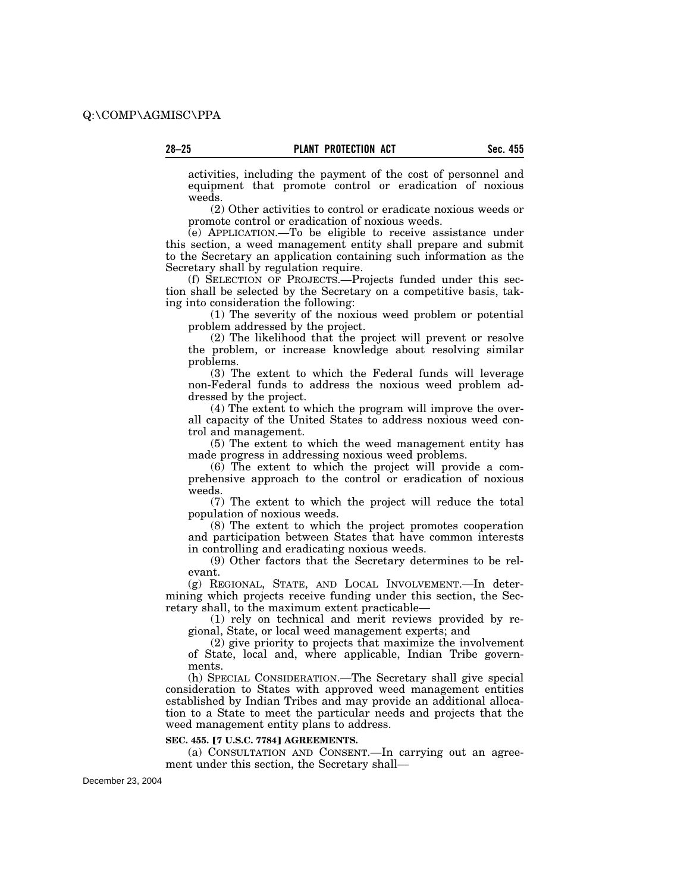activities, including the payment of the cost of personnel and equipment that promote control or eradication of noxious weeds.

(2) Other activities to control or eradicate noxious weeds or promote control or eradication of noxious weeds.

(e) APPLICATION.—To be eligible to receive assistance under this section, a weed management entity shall prepare and submit to the Secretary an application containing such information as the Secretary shall by regulation require.

(f) SELECTION OF PROJECTS.—Projects funded under this section shall be selected by the Secretary on a competitive basis, taking into consideration the following:

(1) The severity of the noxious weed problem or potential problem addressed by the project.

(2) The likelihood that the project will prevent or resolve the problem, or increase knowledge about resolving similar problems.

(3) The extent to which the Federal funds will leverage non-Federal funds to address the noxious weed problem addressed by the project.

(4) The extent to which the program will improve the overall capacity of the United States to address noxious weed control and management.

(5) The extent to which the weed management entity has made progress in addressing noxious weed problems.

(6) The extent to which the project will provide a comprehensive approach to the control or eradication of noxious weeds.

(7) The extent to which the project will reduce the total population of noxious weeds.

(8) The extent to which the project promotes cooperation and participation between States that have common interests in controlling and eradicating noxious weeds.

(9) Other factors that the Secretary determines to be relevant.

(g) REGIONAL, STATE, AND LOCAL INVOLVEMENT.—In determining which projects receive funding under this section, the Secretary shall, to the maximum extent practicable—

(1) rely on technical and merit reviews provided by regional, State, or local weed management experts; and

(2) give priority to projects that maximize the involvement of State, local and, where applicable, Indian Tribe governments.

(h) SPECIAL CONSIDERATION.—The Secretary shall give special consideration to States with approved weed management entities established by Indian Tribes and may provide an additional allocation to a State to meet the particular needs and projects that the weed management entity plans to address.

**SEC. 455. [7 U.S.C. 7784] AGREEMENTS.**

(a) CONSULTATION AND CONSENT.—In carrying out an agreement under this section, the Secretary shall—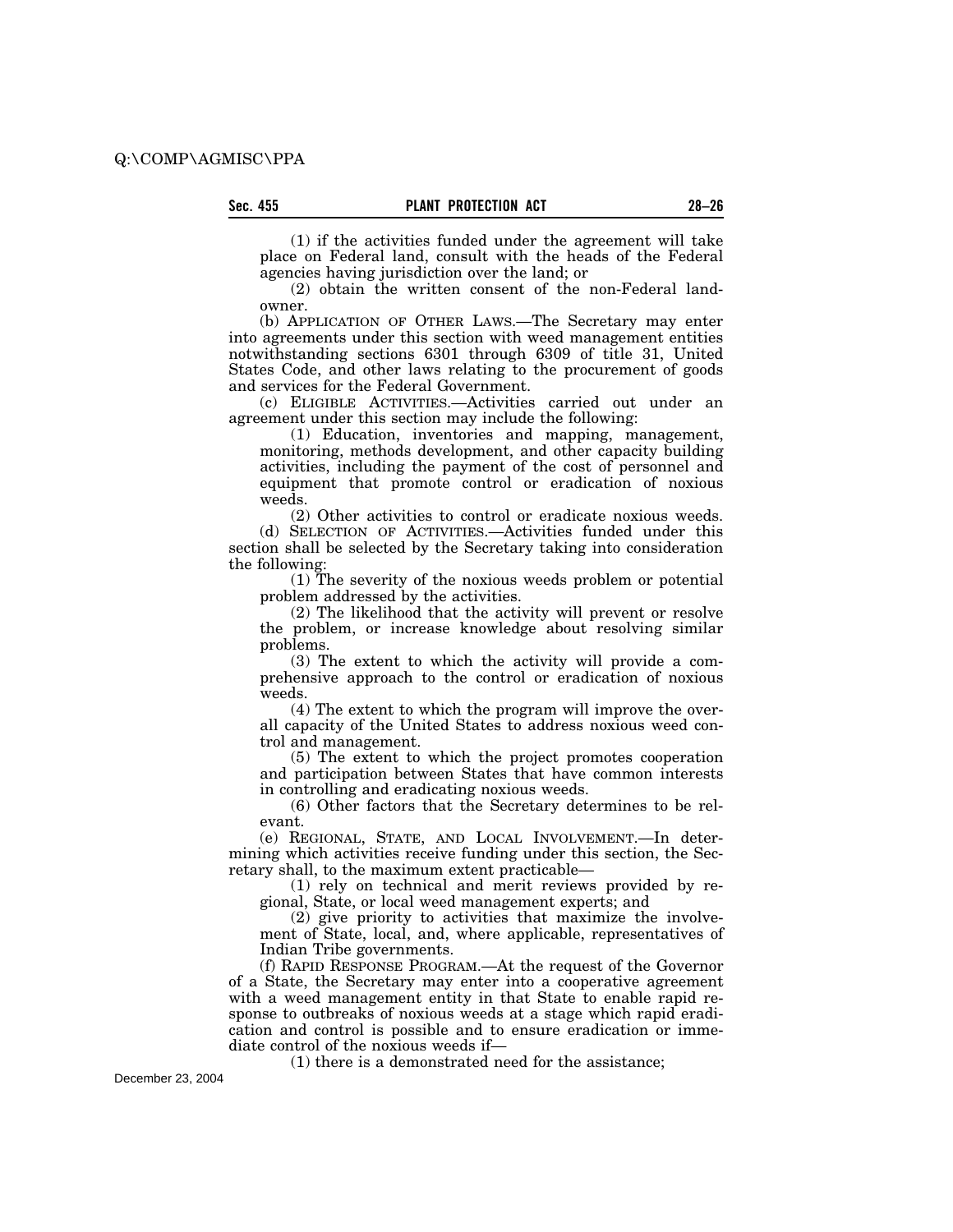(1) if the activities funded under the agreement will take place on Federal land, consult with the heads of the Federal agencies having jurisdiction over the land; or

(2) obtain the written consent of the non-Federal landowner.

(b) APPLICATION OF OTHER LAWS.—The Secretary may enter into agreements under this section with weed management entities notwithstanding sections 6301 through 6309 of title 31, United States Code, and other laws relating to the procurement of goods and services for the Federal Government.

(c) ELIGIBLE ACTIVITIES.—Activities carried out under an agreement under this section may include the following:

(1) Education, inventories and mapping, management, monitoring, methods development, and other capacity building activities, including the payment of the cost of personnel and equipment that promote control or eradication of noxious weeds.

(2) Other activities to control or eradicate noxious weeds.

(d) SELECTION OF ACTIVITIES.—Activities funded under this section shall be selected by the Secretary taking into consideration the following:

(1) The severity of the noxious weeds problem or potential problem addressed by the activities.

(2) The likelihood that the activity will prevent or resolve the problem, or increase knowledge about resolving similar problems.

(3) The extent to which the activity will provide a comprehensive approach to the control or eradication of noxious weeds.

(4) The extent to which the program will improve the overall capacity of the United States to address noxious weed control and management.

(5) The extent to which the project promotes cooperation and participation between States that have common interests in controlling and eradicating noxious weeds.

(6) Other factors that the Secretary determines to be relevant.

(e) REGIONAL, STATE, AND LOCAL INVOLVEMENT.—In determining which activities receive funding under this section, the Secretary shall, to the maximum extent practicable—

(1) rely on technical and merit reviews provided by regional, State, or local weed management experts; and

(2) give priority to activities that maximize the involvement of State, local, and, where applicable, representatives of Indian Tribe governments.

(f) RAPID RESPONSE PROGRAM.—At the request of the Governor of a State, the Secretary may enter into a cooperative agreement with a weed management entity in that State to enable rapid response to outbreaks of noxious weeds at a stage which rapid eradication and control is possible and to ensure eradication or immediate control of the noxious weeds if—

(1) there is a demonstrated need for the assistance;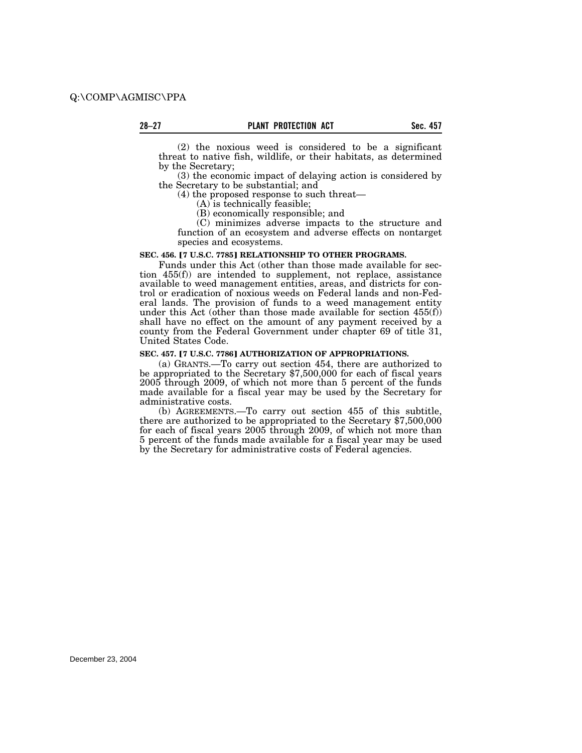(2) the noxious weed is considered to be a significant threat to native fish, wildlife, or their habitats, as determined by the Secretary;

(3) the economic impact of delaying action is considered by the Secretary to be substantial; and

(4) the proposed response to such threat—

(A) is technically feasible;

(B) economically responsible; and

(C) minimizes adverse impacts to the structure and function of an ecosystem and adverse effects on nontarget species and ecosystems.

**SEC. 456. [7 U.S.C. 7785] RELATIONSHIP TO OTHER PROGRAMS.**

Funds under this Act (other than those made available for section 455(f)) are intended to supplement, not replace, assistance available to weed management entities, areas, and districts for control or eradication of noxious weeds on Federal lands and non-Federal lands. The provision of funds to a weed management entity under this Act (other than those made available for section 455(f)) shall have no effect on the amount of any payment received by a county from the Federal Government under chapter 69 of title 31, United States Code.

**SEC. 457. [7 U.S.C. 7786] AUTHORIZATION OF APPROPRIATIONS.**

(a) GRANTS.—To carry out section 454, there are authorized to be appropriated to the Secretary $7,500,000 for each of fiscal years 2005 through 2009, of which not more than 5 percent of the funds made available for a fiscal year may be used by the Secretary for administrative costs.

(b) AGREEMENTS.—To carry out section 455 of this subtitle, there are authorized to be appropriated to the Secretary $7,500,000 for each of fiscal years 2005 through 2009, of which not more than 5 percent of the funds made available for a fiscal year may be used by the Secretary for administrative costs of Federal agencies.